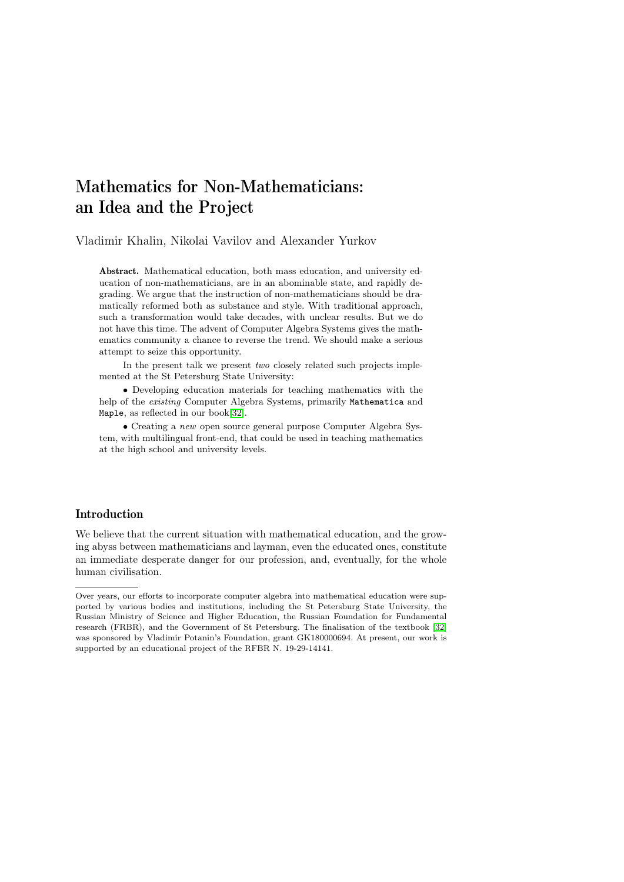# Mathematics for Non-Mathematicians: an Idea and the Project

Vladimir Khalin, Nikolai Vavilov and Alexander Yurkov

**Abstract.** Mathematical education, both mass education, and university education of non-mathematicians, are in an abominable state, and rapidly degrading. We argue that the instruction of non-mathematicians should be dramatically reformed both as substance and style. With traditional approach, such a transformation would take decades, with unclear results. But we do not have this time. The advent of Computer Algebra Systems gives the mathematics community a chance to reverse the trend. We should make a serious attempt to seize this opportunity.

In the present talk we present *two* closely related such projects implemented at the St Petersburg State University:

• Developing education materials for teaching mathematics with the help of the *existing* Computer Algebra Systems, primarily `Mathematica` and `Maple`, as reflected in our book[32].

• Creating a *new* open source general purpose Computer Algebra System, with multilingual front-end, that could be used in teaching mathematics at the high school and university levels.

## Introduction

We believe that the current situation with mathematical education, and the growing abyss between mathematicians and layman, even the educated ones, constitute an immediate desperate danger for our profession, and, eventually, for the whole human civilisation.

---

Over years, our efforts to incorporate computer algebra into mathematical education were supported by various bodies and institutions, including the St Petersburg State University, the Russian Ministry of Science and Higher Education, the Russian Foundation for Fundamental research (FRBR), and the Government of St Petersburg. The finalisation of the textbook [32] was sponsored by Vladimir Potanin's Foundation, grant GK180000694. At present, our work is supported by an educational project of the RFBR N. 19-29-14141.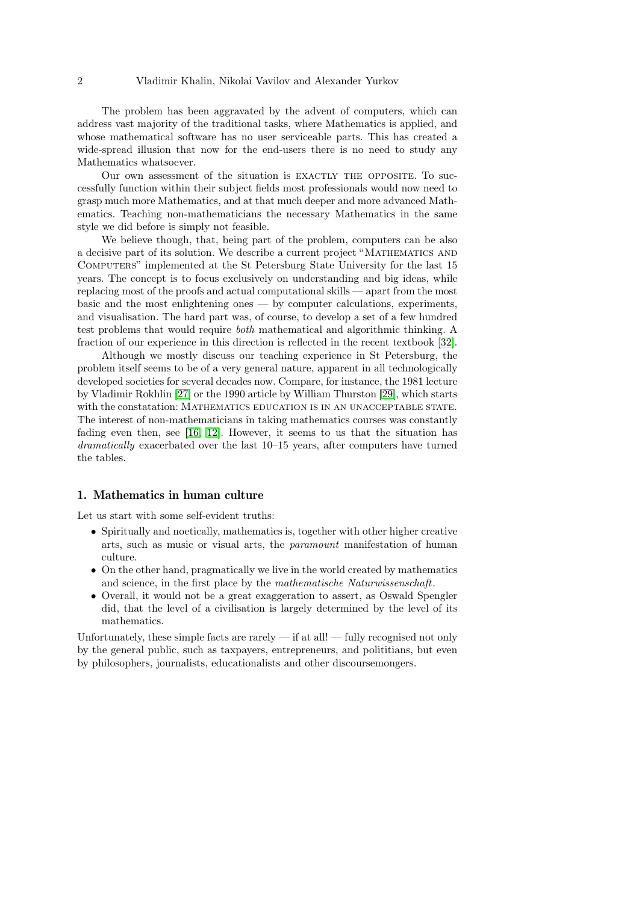The problem has been aggravated by the advent of computers, which can address vast majority of the traditional tasks, where Mathematics is applied, and whose mathematical software has no user serviceable parts. This has created a wide-spread illusion that now for the end-users there is no need to study any Mathematics whatsoever.

Our own assessment of the situation is EXACTLY THE OPPOSITE. To successfully function within their subject fields most professionals would now need to grasp much more Mathematics, and at that much deeper and more advanced Mathematics. Teaching non-mathematicians the necessary Mathematics in the same style we did before is simply not feasible.

We believe though, that, being part of the problem, computers can be also a decisive part of its solution. We describe a current project "MATHEMATICS AND COMPUTERS" implemented at the St Petersburg State University for the last 15 years. The concept is to focus exclusively on understanding and big ideas, while replacing most of the proofs and actual computational skills — apart from the most basic and the most enlightening ones — by computer calculations, experiments, and visualisation. The hard part was, of course, to develop a set of a few hundred test problems that would require *both* mathematical and algorithmic thinking. A fraction of our experience in this direction is reflected in the recent textbook [32].

Although we mostly discuss our teaching experience in St Petersburg, the problem itself seems to be of a very general nature, apparent in all technologically developed societies for several decades now. Compare, for instance, the 1981 lecture by Vladimir Rokhlin [27] or the 1990 article by William Thurston [29], which starts with the constatation: MATHEMATICS EDUCATION IS IN AN UNACCEPTABLE STATE. The interest of non-mathematicians in taking mathematics courses was constantly fading even then, see [16, 12]. However, it seems to us that the situation has *dramatically* exacerbated over the last 10–15 years, after computers have turned the tables.

## 1. Mathematics in human culture

Let us start with some self-evident truths:

- Spiritually and noetically, mathematics is, together with other higher creative arts, such as music or visual arts, the *paramount* manifestation of human culture.
- On the other hand, pragmatically we live in the world created by mathematics and science, in the first place by the *mathematische Naturwissenschaft*.
- Overall, it would not be a great exaggeration to assert, as Oswald Spengler did, that the level of a civilisation is largely determined by the level of its mathematics.

Unfortunately, these simple facts are rarely — if at all! — fully recognised not only by the general public, such as taxpayers, entrepreneurs, and polititians, but even by philosophers, journalists, educationalists and other discoursemongers.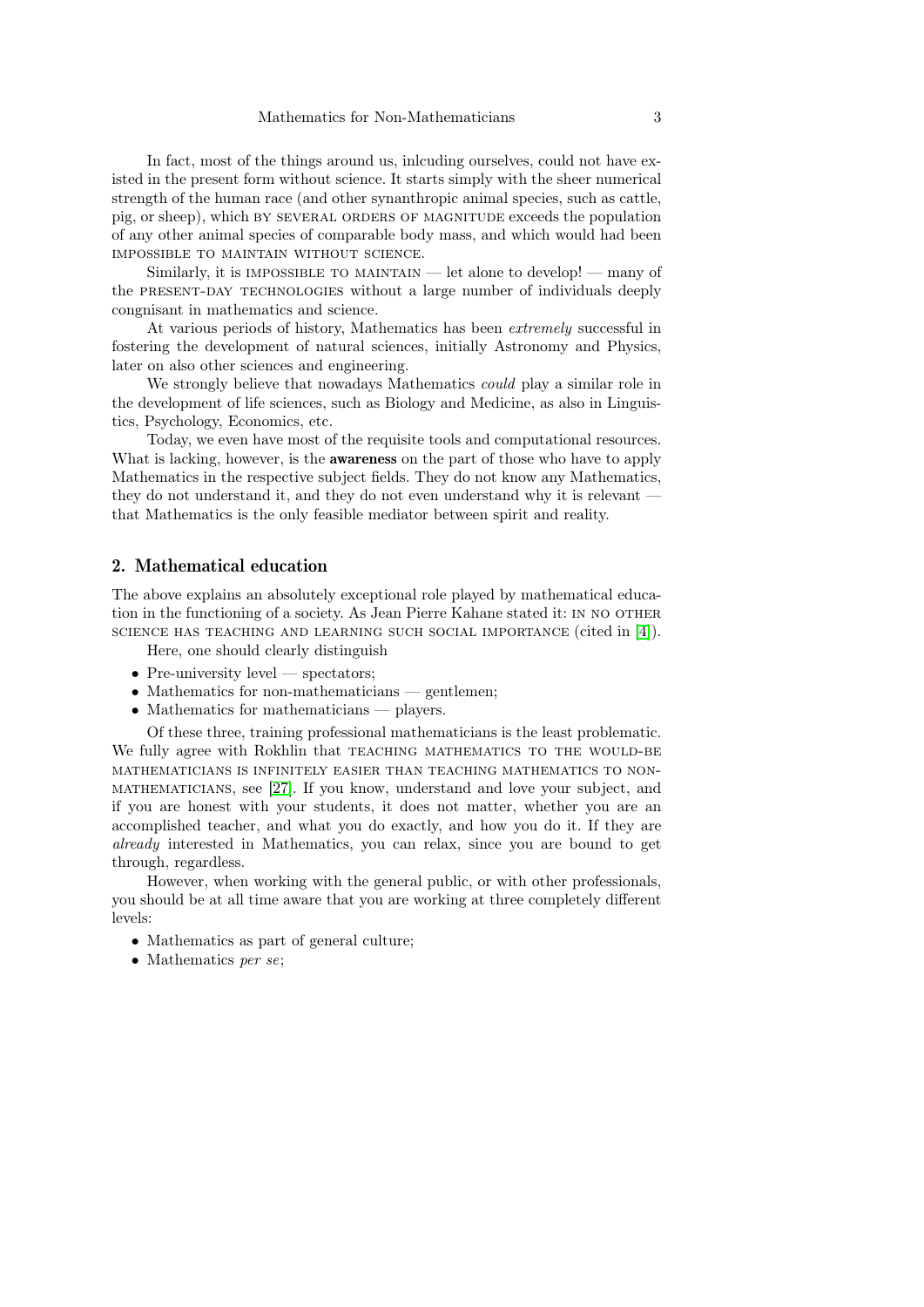In fact, most of the things around us, inlcuding ourselves, could not have existed in the present form without science. It starts simply with the sheer numerical strength of the human race (and other synanthropic animal species, such as cattle, pig, or sheep), which BY SEVERAL ORDERS OF MAGNITUDE exceeds the population of any other animal species of comparable body mass, and which would had been IMPOSSIBLE TO MAINTAIN WITHOUT SCIENCE.

Similarly, it is IMPOSSIBLE TO MAINTAIN — let alone to develop! — many of the PRESENT-DAY TECHNOLOGIES without a large number of individuals deeply congnisant in mathematics and science.

At various periods of history, Mathematics has been *extremely* successful in fostering the development of natural sciences, initially Astronomy and Physics, later on also other sciences and engineering.

We strongly believe that nowadays Mathematics *could* play a similar role in the development of life sciences, such as Biology and Medicine, as also in Linguistics, Psychology, Economics, etc.

Today, we even have most of the requisite tools and computational resources. What is lacking, however, is the **awareness** on the part of those who have to apply Mathematics in the respective subject fields. They do not know any Mathematics, they do not understand it, and they do not even understand why it is relevant — that Mathematics is the only feasible mediator between spirit and reality.

## 2. Mathematical education

The above explains an absolutely exceptional role played by mathematical education in the functioning of a society. As Jean Pierre Kahane stated it: IN NO OTHER SCIENCE HAS TEACHING AND LEARNING SUCH SOCIAL IMPORTANCE (cited in [4]).

Here, one should clearly distinguish

- Pre-university level — spectators;
- Mathematics for non-mathematicians — gentlemen;
- Mathematics for mathematicians — players.

Of these three, training professional mathematicians is the least problematic. We fully agree with Rokhlin that TEACHING MATHEMATICS TO THE WOULD-BE MATHEMATICIANS IS INFINITELY EASIER THAN TEACHING MATHEMATICS TO NON-MATHEMATICIANS, see [27]. If you know, understand and love your subject, and if you are honest with your students, it does not matter, whether you are an accomplished teacher, and what you do exactly, and how you do it. If they are *already* interested in Mathematics, you can relax, since you are bound to get through, regardless.

However, when working with the general public, or with other professionals, you should be at all time aware that you are working at three completely different levels:

- Mathematics as part of general culture;
- Mathematics *per se*;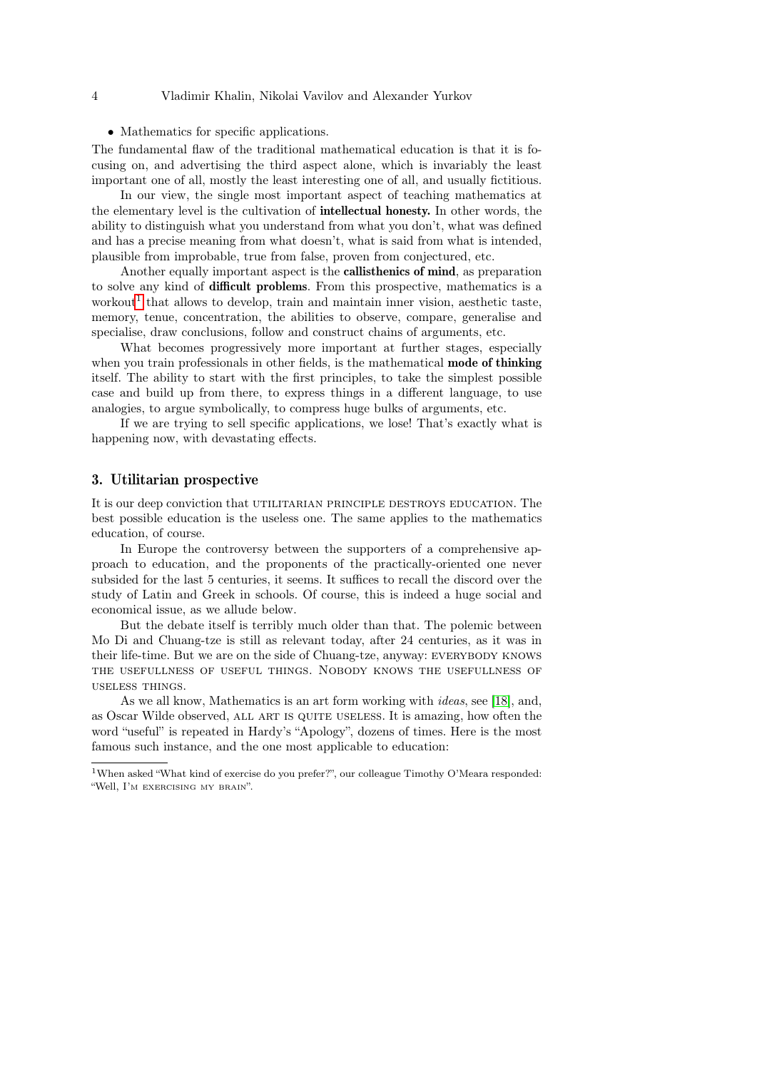- Mathematics for specific applications.

The fundamental flaw of the traditional mathematical education is that it is focusing on, and advertising the third aspect alone, which is invariably the least important one of all, mostly the least interesting one of all, and usually fictitious.

In our view, the single most important aspect of teaching mathematics at the elementary level is the cultivation of **intellectual honesty.** In other words, the ability to distinguish what you understand from what you don't, what was defined and has a precise meaning from what doesn't, what is said from what is intended, plausible from improbable, true from false, proven from conjectured, etc.

Another equally important aspect is the **callisthenics of mind**, as preparation to solve any kind of **difficult problems**. From this prospective, mathematics is a workout[1] that allows to develop, train and maintain inner vision, aesthetic taste, memory, tenue, concentration, the abilities to observe, compare, generalise and specialise, draw conclusions, follow and construct chains of arguments, etc.

What becomes progressively more important at further stages, especially when you train professionals in other fields, is the mathematical **mode of thinking** itself. The ability to start with the first principles, to take the simplest possible case and build up from there, to express things in a different language, to use analogies, to argue symbolically, to compress huge bulks of arguments, etc.

If we are trying to sell specific applications, we lose! That's exactly what is happening now, with devastating effects.

## 3. Utilitarian prospective

It is our deep conviction that UTILITARIAN PRINCIPLE DESTROYS EDUCATION. The best possible education is the useless one. The same applies to the mathematics education, of course.

In Europe the controversy between the supporters of a comprehensive approach to education, and the proponents of the practically-oriented one never subsided for the last 5 centuries, it seems. It suffices to recall the discord over the study of Latin and Greek in schools. Of course, this is indeed a huge social and economical issue, as we allude below.

But the debate itself is terribly much older than that. The polemic between Mo Di and Chuang-tze is still as relevant today, after 24 centuries, as it was in their life-time. But we are on the side of Chuang-tze, anyway: EVERYBODY KNOWS THE USEFULLNESS OF USEFUL THINGS. NOBODY KNOWS THE USEFULLNESS OF USELESS THINGS.

As we all know, Mathematics is an art form working with *ideas*, see [18], and, as Oscar Wilde observed, ALL ART IS QUITE USELESS. It is amazing, how often the word "useful" is repeated in Hardy's "Apology", dozens of times. Here is the most famous such instance, and the one most applicable to education:

---

[1] When asked "What kind of exercise do you prefer?", our colleague Timothy O'Meara responded: "Well, I'M EXERCISING MY BRAIN".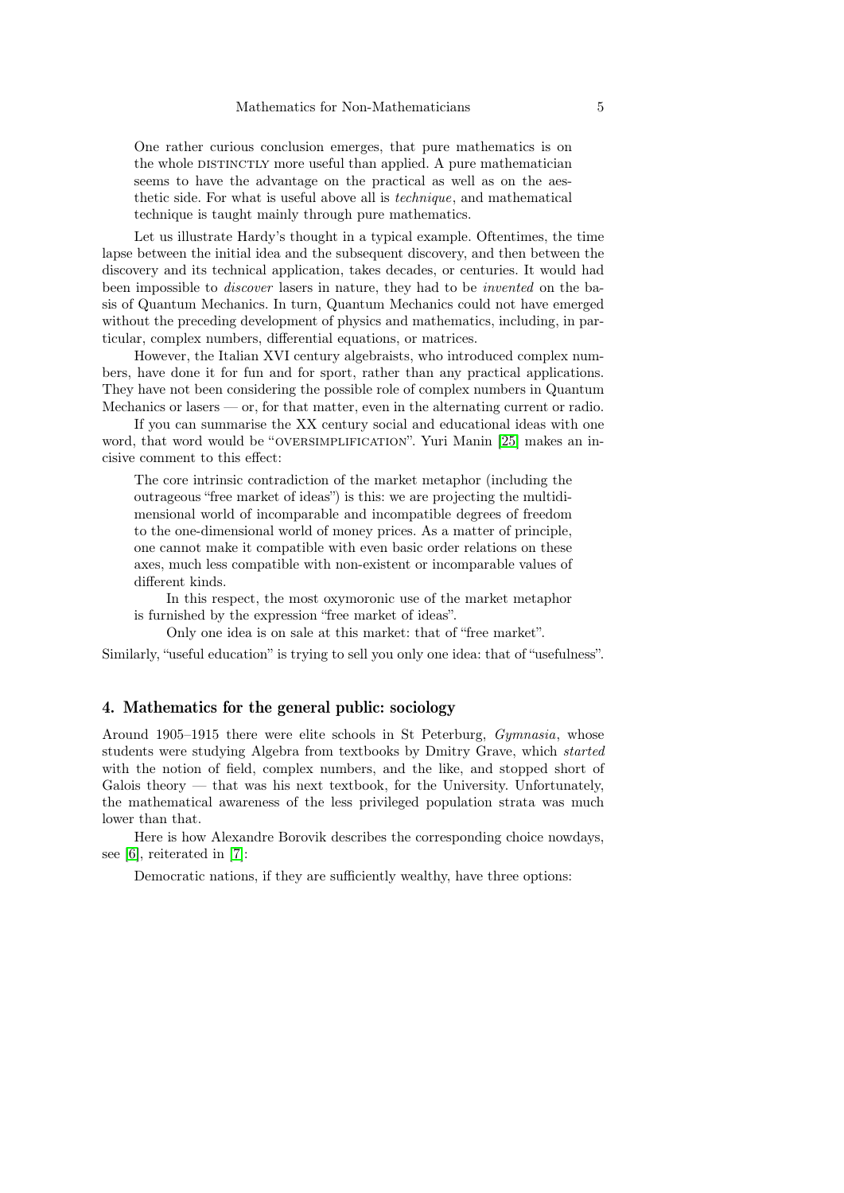> One rather curious conclusion emerges, that pure mathematics is on the whole DISTINCTLY more useful than applied. A pure mathematician seems to have the advantage on the practical as well as on the aesthetic side. For what is useful above all is *technique*, and mathematical technique is taught mainly through pure mathematics.

Let us illustrate Hardy's thought in a typical example. Oftentimes, the time lapse between the initial idea and the subsequent discovery, and then between the discovery and its technical application, takes decades, or centuries. It would had been impossible to *discover* lasers in nature, they had to be *invented* on the basis of Quantum Mechanics. In turn, Quantum Mechanics could not have emerged without the preceding development of physics and mathematics, including, in particular, complex numbers, differential equations, or matrices.

However, the Italian XVI century algebraists, who introduced complex numbers, have done it for fun and for sport, rather than any practical applications. They have not been considering the possible role of complex numbers in Quantum Mechanics or lasers — or, for that matter, even in the alternating current or radio.

If you can summarise the XX century social and educational ideas with one word, that word would be "OVERSIMPLIFICATION". Yuri Manin [25] makes an incisive comment to this effect:

> The core intrinsic contradiction of the market metaphor (including the outrageous "free market of ideas") is this: we are projecting the multidimensional world of incomparable and incompatible degrees of freedom to the one-dimensional world of money prices. As a matter of principle, one cannot make it compatible with even basic order relations on these axes, much less compatible with non-existent or incomparable values of different kinds.
>
> In this respect, the most oxymoronic use of the market metaphor is furnished by the expression "free market of ideas".
>
> Only one idea is on sale at this market: that of "free market".

Similarly, "useful education" is trying to sell you only one idea: that of "usefulness".

## 4. Mathematics for the general public: sociology

Around 1905–1915 there were elite schools in St Peterburg, *Gymnasia*, whose students were studying Algebra from textbooks by Dmitry Grave, which *started* with the notion of field, complex numbers, and the like, and stopped short of Galois theory — that was his next textbook, for the University. Unfortunately, the mathematical awareness of the less privileged population strata was much lower than that.

Here is how Alexandre Borovik describes the corresponding choice nowdays, see [6], reiterated in [7]:

> Democratic nations, if they are sufficiently wealthy, have three options: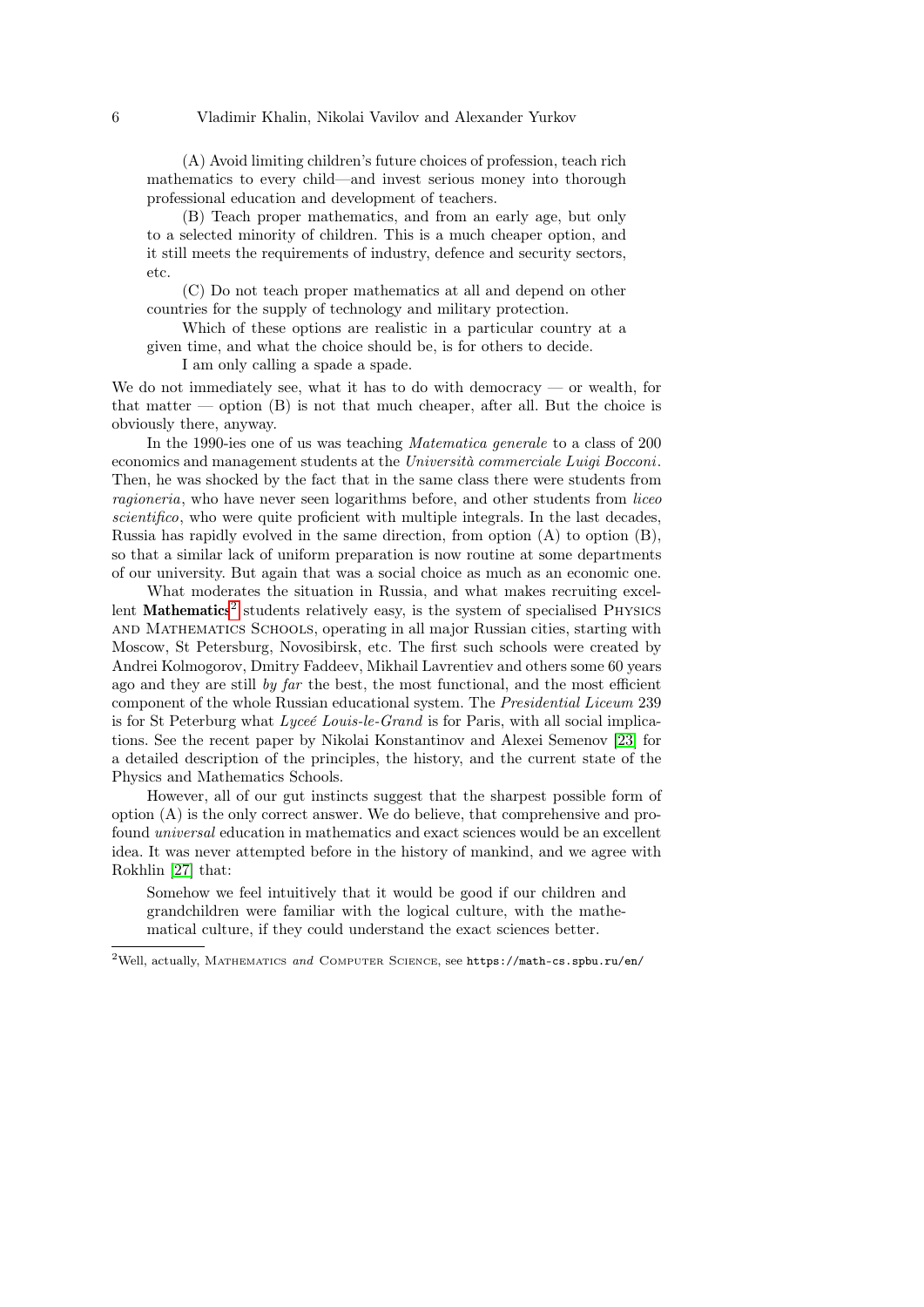> (A) Avoid limiting children's future choices of profession, teach rich mathematics to every child—and invest serious money into thorough professional education and development of teachers.
>
> (B) Teach proper mathematics, and from an early age, but only to a selected minority of children. This is a much cheaper option, and it still meets the requirements of industry, defence and security sectors, etc.
>
> (C) Do not teach proper mathematics at all and depend on other countries for the supply of technology and military protection.
>
> Which of these options are realistic in a particular country at a given time, and what the choice should be, is for others to decide.
>
> I am only calling a spade a spade.

We do not immediately see, what it has to do with democracy — or wealth, for that matter — option (B) is not that much cheaper, after all. But the choice is obviously there, anyway.

In the 1990-ies one of us was teaching *Matematica generale* to a class of 200 economics and management students at the *Università commerciale Luigi Bocconi*. Then, he was shocked by the fact that in the same class there were students from *ragioneria*, who have never seen logarithms before, and other students from *liceo scientifico*, who were quite proficient with multiple integrals. In the last decades, Russia has rapidly evolved in the same direction, from option (A) to option (B), so that a similar lack of uniform preparation is now routine at some departments of our university. But again that was a social choice as much as an economic one.

What moderates the situation in Russia, and what makes recruiting excellent **Mathematics**[2] students relatively easy, is the system of specialised Physics and Mathematics Schools, operating in all major Russian cities, starting with Moscow, St Petersburg, Novosibirsk, etc. The first such schools were created by Andrei Kolmogorov, Dmitry Faddeev, Mikhail Lavrentiev and others some 60 years ago and they are still *by far* the best, the most functional, and the most efficient component of the whole Russian educational system. The *Presidential Liceum* 239 is for St Peterburg what *Lyceé Louis-le-Grand* is for Paris, with all social implications. See the recent paper by Nikolai Konstantinov and Alexei Semenov [23] for a detailed description of the principles, the history, and the current state of the Physics and Mathematics Schools.

However, all of our gut instincts suggest that the sharpest possible form of option (A) is the only correct answer. We do believe, that comprehensive and profound *universal* education in mathematics and exact sciences would be an excellent idea. It was never attempted before in the history of mankind, and we agree with Rokhlin [27] that:

> Somehow we feel intuitively that it would be good if our children and grandchildren were familiar with the logical culture, with the mathematical culture, if they could understand the exact sciences better.

[2] Well, actually, Mathematics *and* Computer Science, see `https://math-cs.spbu.ru/en/`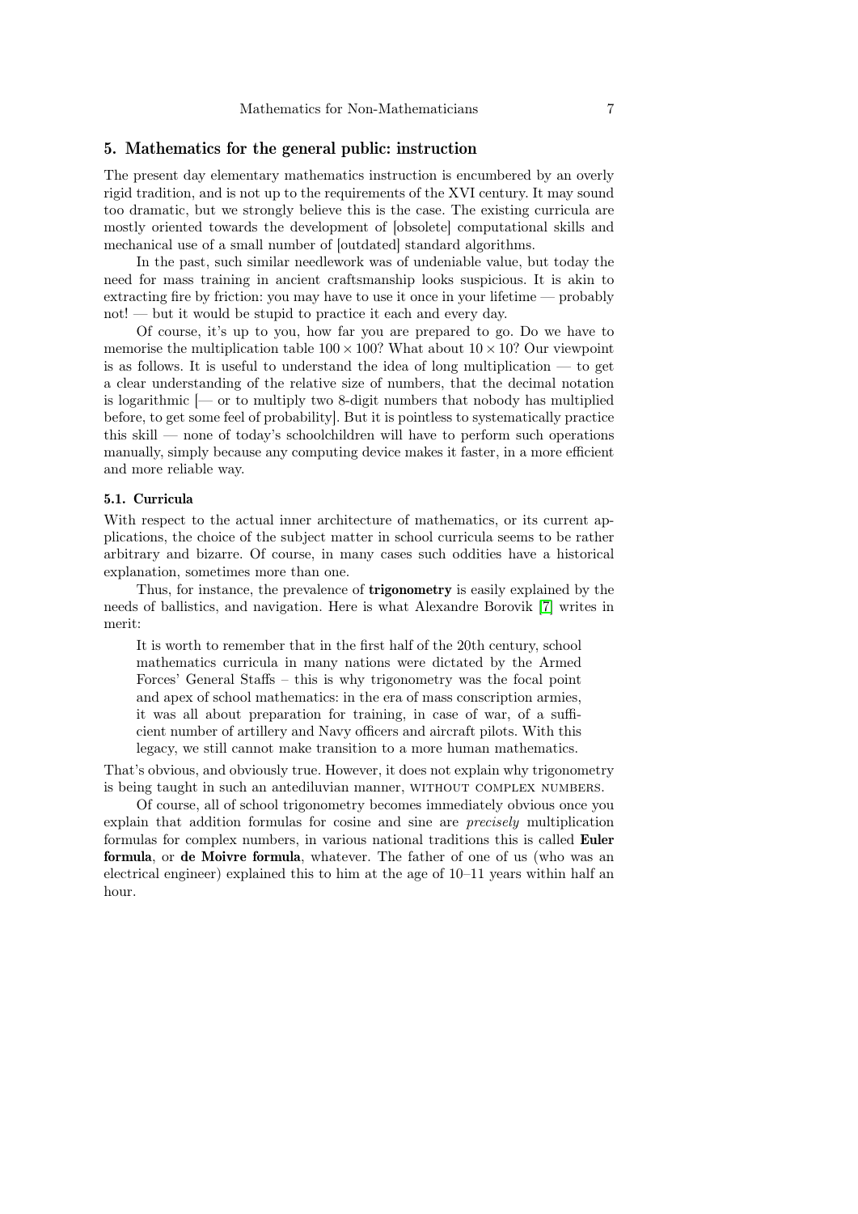## 5. Mathematics for the general public: instruction

The present day elementary mathematics instruction is encumbered by an overly rigid tradition, and is not up to the requirements of the XVI century. It may sound too dramatic, but we strongly believe this is the case. The existing curricula are mostly oriented towards the development of [obsolete] computational skills and mechanical use of a small number of [outdated] standard algorithms.

In the past, such similar needlework was of undeniable value, but today the need for mass training in ancient craftsmanship looks suspicious. It is akin to extracting fire by friction: you may have to use it once in your lifetime — probably not! — but it would be stupid to practice it each and every day.

Of course, it's up to you, how far you are prepared to go. Do we have to memorise the multiplication table $100 \times 100$? What about $10 \times 10$? Our viewpoint is as follows. It is useful to understand the idea of long multiplication — to get a clear understanding of the relative size of numbers, that the decimal notation is logarithmic [— or to multiply two 8-digit numbers that nobody has multiplied before, to get some feel of probability]. But it is pointless to systematically practice this skill — none of today's schoolchildren will have to perform such operations manually, simply because any computing device makes it faster, in a more efficient and more reliable way.

### 5.1. Curricula

With respect to the actual inner architecture of mathematics, or its current applications, the choice of the subject matter in school curricula seems to be rather arbitrary and bizarre. Of course, in many cases such oddities have a historical explanation, sometimes more than one.

Thus, for instance, the prevalence of **trigonometry** is easily explained by the needs of ballistics, and navigation. Here is what Alexandre Borovik [7] writes in merit:

> It is worth to remember that in the first half of the 20th century, school mathematics curricula in many nations were dictated by the Armed Forces' General Staffs – this is why trigonometry was the focal point and apex of school mathematics: in the era of mass conscription armies, it was all about preparation for training, in case of war, of a sufficient number of artillery and Navy officers and aircraft pilots. With this legacy, we still cannot make transition to a more human mathematics.

That's obvious, and obviously true. However, it does not explain why trigonometry is being taught in such an antediluvian manner, WITHOUT COMPLEX NUMBERS.

Of course, all of school trigonometry becomes immediately obvious once you explain that addition formulas for cosine and sine are *precisely* multiplication formulas for complex numbers, in various national traditions this is called **Euler formula**, or **de Moivre formula**, whatever. The father of one of us (who was an electrical engineer) explained this to him at the age of 10–11 years within half an hour.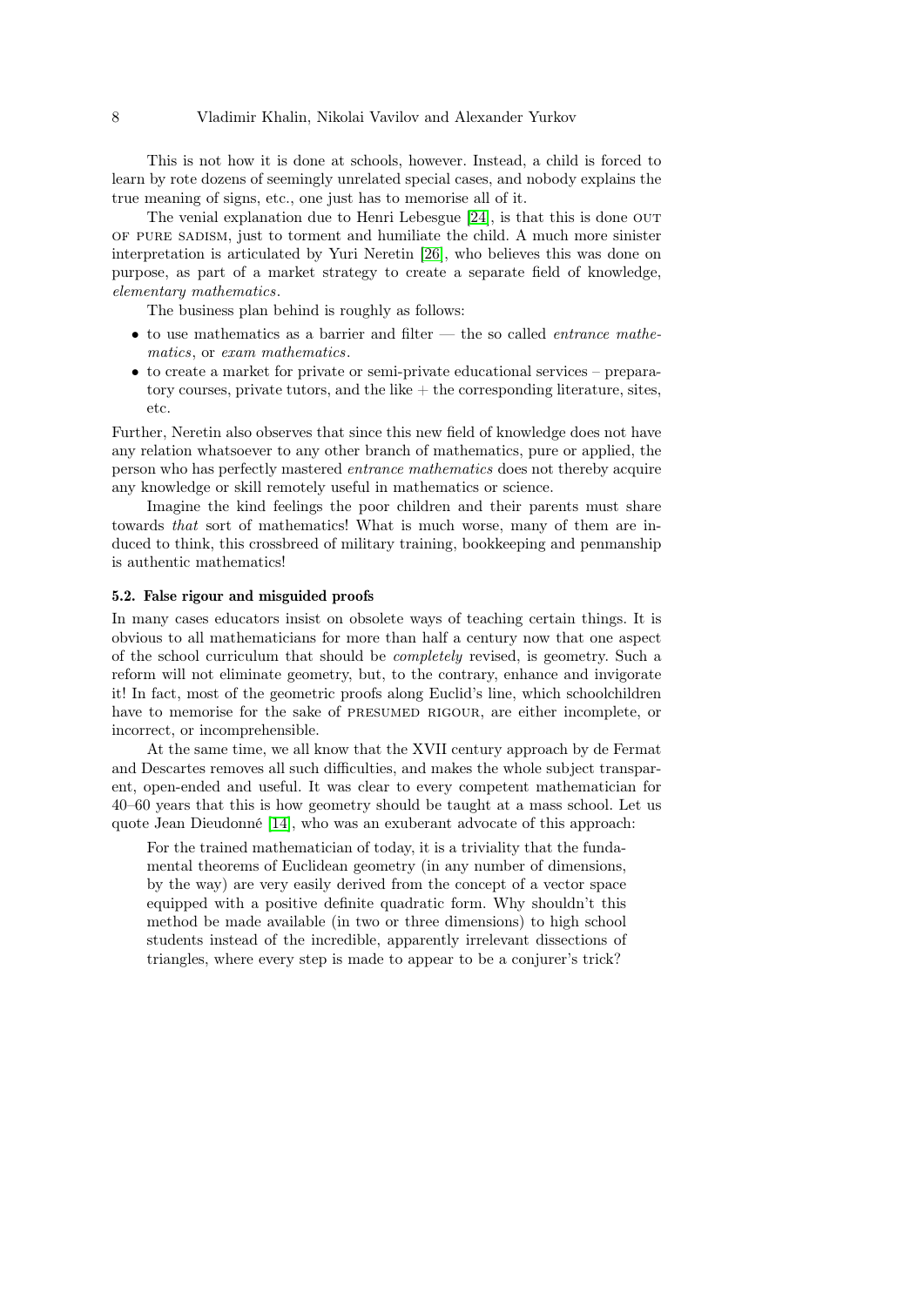This is not how it is done at schools, however. Instead, a child is forced to learn by rote dozens of seemingly unrelated special cases, and nobody explains the true meaning of signs, etc., one just has to memorise all of it.

The venial explanation due to Henri Lebesgue [24], is that this is done OUT OF PURE SADISM, just to torment and humiliate the child. A much more sinister interpretation is articulated by Yuri Neretin [26], who believes this was done on purpose, as part of a market strategy to create a separate field of knowledge, *elementary mathematics*.

The business plan behind is roughly as follows:

- to use mathematics as a barrier and filter — the so called *entrance mathematics*, or *exam mathematics*.
- to create a market for private or semi-private educational services – preparatory courses, private tutors, and the like + the corresponding literature, sites, etc.

Further, Neretin also observes that since this new field of knowledge does not have any relation whatsoever to any other branch of mathematics, pure or applied, the person who has perfectly mastered *entrance mathematics* does not thereby acquire any knowledge or skill remotely useful in mathematics or science.

Imagine the kind feelings the poor children and their parents must share towards *that* sort of mathematics! What is much worse, many of them are induced to think, this crossbreed of military training, bookkeeping and penmanship is authentic mathematics!

### 5.2. False rigour and misguided proofs

In many cases educators insist on obsolete ways of teaching certain things. It is obvious to all mathematicians for more than half a century now that one aspect of the school curriculum that should be *completely* revised, is geometry. Such a reform will not eliminate geometry, but, to the contrary, enhance and invigorate it! In fact, most of the geometric proofs along Euclid's line, which schoolchildren have to memorise for the sake of PRESUMED RIGOUR, are either incomplete, or incorrect, or incomprehensible.

At the same time, we all know that the XVII century approach by de Fermat and Descartes removes all such difficulties, and makes the whole subject transparent, open-ended and useful. It was clear to every competent mathematician for 40–60 years that this is how geometry should be taught at a mass school. Let us quote Jean Dieudonné [14], who was an exuberant advocate of this approach:

> For the trained mathematician of today, it is a triviality that the fundamental theorems of Euclidean geometry (in any number of dimensions, by the way) are very easily derived from the concept of a vector space equipped with a positive definite quadratic form. Why shouldn't this method be made available (in two or three dimensions) to high school students instead of the incredible, apparently irrelevant dissections of triangles, where every step is made to appear to be a conjurer's trick?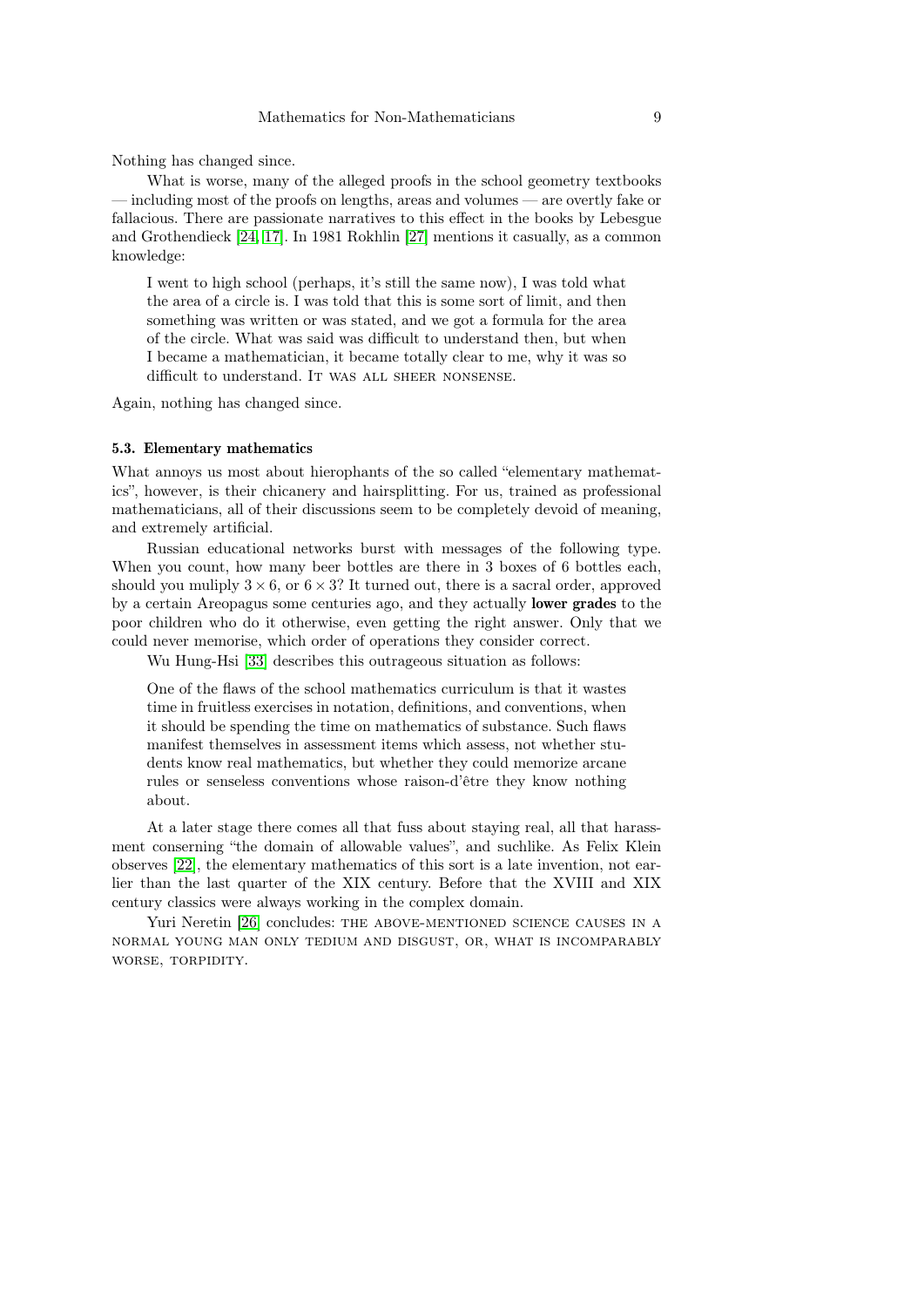Nothing has changed since.

What is worse, many of the alleged proofs in the school geometry textbooks — including most of the proofs on lengths, areas and volumes — are overtly fake or fallacious. There are passionate narratives to this effect in the books by Lebesgue and Grothendieck [24, 17]. In 1981 Rokhlin [27] mentions it casually, as a common knowledge:

> I went to high school (perhaps, it's still the same now), I was told what the area of a circle is. I was told that this is some sort of limit, and then something was written or was stated, and we got a formula for the area of the circle. What was said was difficult to understand then, but when I became a mathematician, it became totally clear to me, why it was so difficult to understand. IT WAS ALL SHEER NONSENSE.

Again, nothing has changed since.

### 5.3. Elementary mathematics

What annoys us most about hierophants of the so called "elementary mathematics", however, is their chicanery and hairsplitting. For us, trained as professional mathematicians, all of their discussions seem to be completely devoid of meaning, and extremely artificial.

Russian educational networks burst with messages of the following type. When you count, how many beer bottles are there in 3 boxes of 6 bottles each, should you muliply $3 \times 6$, or $6 \times 3$? It turned out, there is a sacral order, approved by a certain Areopagus some centuries ago, and they actually **lower grades** to the poor children who do it otherwise, even getting the right answer. Only that we could never memorise, which order of operations they consider correct.

Wu Hung-Hsi [33] describes this outrageous situation as follows:

> One of the flaws of the school mathematics curriculum is that it wastes time in fruitless exercises in notation, definitions, and conventions, when it should be spending the time on mathematics of substance. Such flaws manifest themselves in assessment items which assess, not whether students know real mathematics, but whether they could memorize arcane rules or senseless conventions whose raison-d'être they know nothing about.

At a later stage there comes all that fuss about staying real, all that harassment conserning "the domain of allowable values", and suchlike. As Felix Klein observes [22], the elementary mathematics of this sort is a late invention, not earlier than the last quarter of the XIX century. Before that the XVIII and XIX century classics were always working in the complex domain.

Yuri Neretin [26] concludes: THE ABOVE-MENTIONED SCIENCE CAUSES IN A NORMAL YOUNG MAN ONLY TEDIUM AND DISGUST, OR, WHAT IS INCOMPARABLY WORSE, TORPIDITY.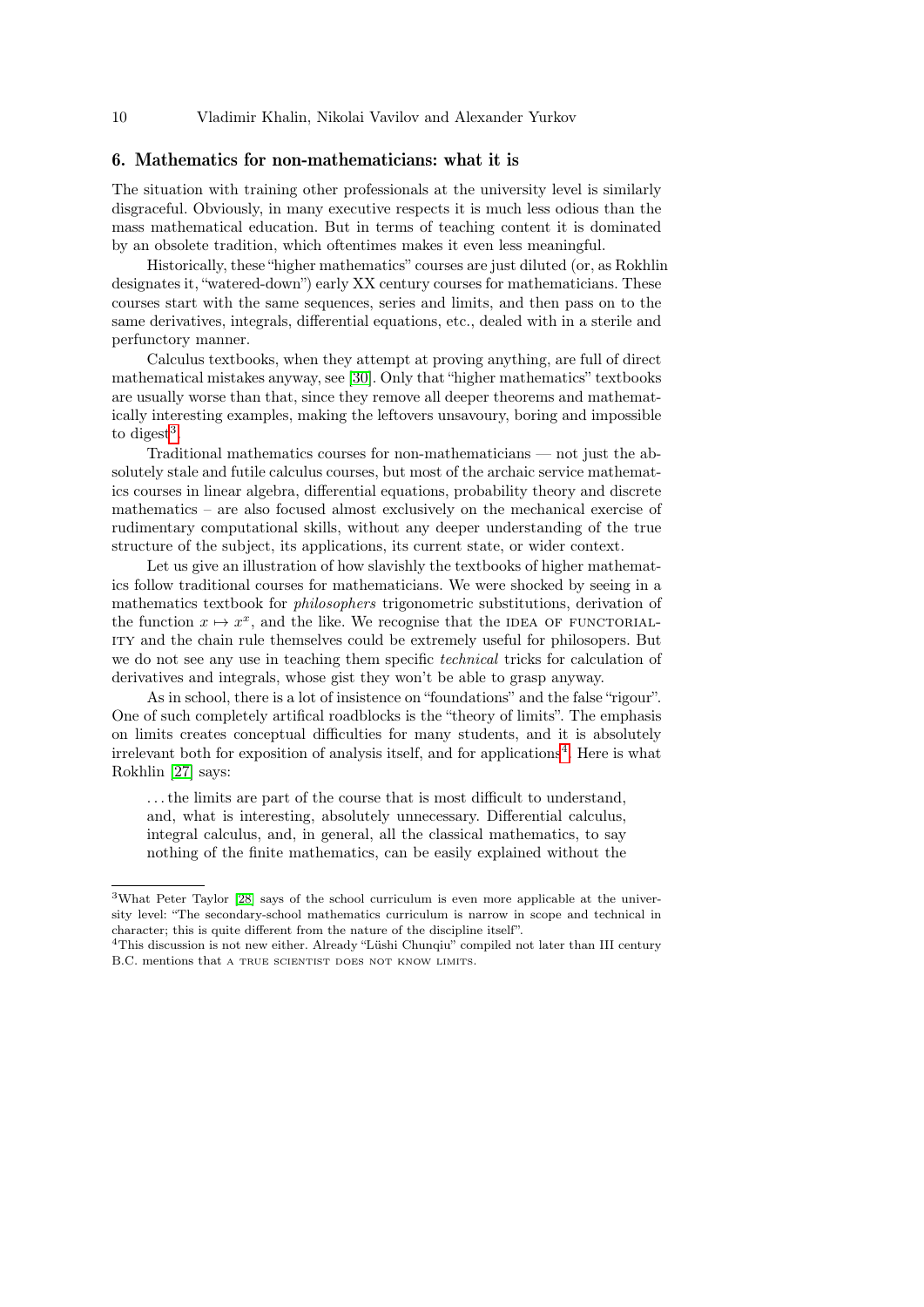## 6. Mathematics for non-mathematicians: what it is

The situation with training other professionals at the university level is similarly disgraceful. Obviously, in many executive respects it is much less odious than the mass mathematical education. But in terms of teaching content it is dominated by an obsolete tradition, which oftentimes makes it even less meaningful.

Historically, these "higher mathematics" courses are just diluted (or, as Rokhlin designates it, "watered-down") early XX century courses for mathematicians. These courses start with the same sequences, series and limits, and then pass on to the same derivatives, integrals, differential equations, etc., dealed with in a sterile and perfunctory manner.

Calculus textbooks, when they attempt at proving anything, are full of direct mathematical mistakes anyway, see [30]. Only that "higher mathematics" textbooks are usually worse than that, since they remove all deeper theorems and mathematically interesting examples, making the leftovers unsavoury, boring and impossible to digest[3].

Traditional mathematics courses for non-mathematicians — not just the absolutely stale and futile calculus courses, but most of the archaic service mathematics courses in linear algebra, differential equations, probability theory and discrete mathematics – are also focused almost exclusively on the mechanical exercise of rudimentary computational skills, without any deeper understanding of the true structure of the subject, its applications, its current state, or wider context.

Let us give an illustration of how slavishly the textbooks of higher mathematics follow traditional courses for mathematicians. We were shocked by seeing in a mathematics textbook for *philosophers* trigonometric substitutions, derivation of the function $x \mapsto x^x$, and the like. We recognise that the IDEA OF FUNCTORIALITY and the chain rule themselves could be extremely useful for philosopers. But we do not see any use in teaching them specific *technical* tricks for calculation of derivatives and integrals, whose gist they won't be able to grasp anyway.

As in school, there is a lot of insistence on "foundations" and the false "rigour". One of such completely artifical roadblocks is the "theory of limits". The emphasis on limits creates conceptual difficulties for many students, and it is absolutely irrelevant both for exposition of analysis itself, and for applications[4]. Here is what Rokhlin [27] says:

> …the limits are part of the course that is most difficult to understand, and, what is interesting, absolutely unnecessary. Differential calculus, integral calculus, and, in general, all the classical mathematics, to say nothing of the finite mathematics, can be easily explained without the

---

[3] What Peter Taylor [28] says of the school curriculum is even more applicable at the university level: "The secondary-school mathematics curriculum is narrow in scope and technical in character; this is quite different from the nature of the discipline itself".

[4] This discussion is not new either. Already "Lüshi Chunqiu" compiled not later than III century B.C. mentions that A TRUE SCIENTIST DOES NOT KNOW LIMITS.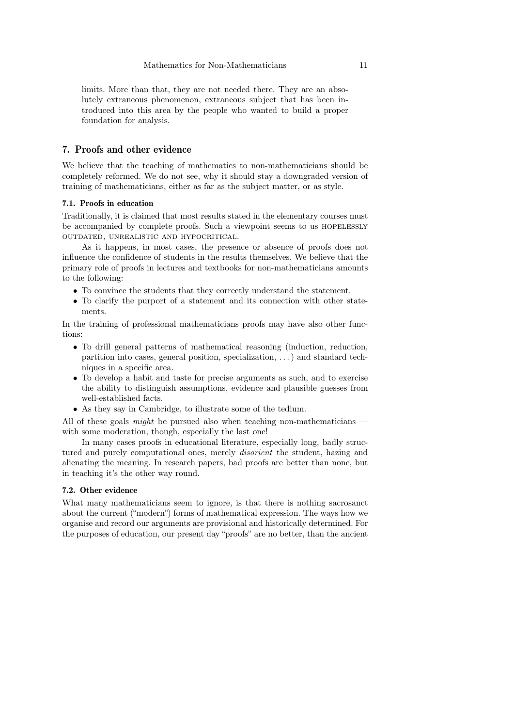> limits. More than that, they are not needed there. They are an absolutely extraneous phenomenon, extraneous subject that has been introduced into this area by the people who wanted to build a proper foundation for analysis.

## 7. Proofs and other evidence

We believe that the teaching of mathematics to non-mathematicians should be completely reformed. We do not see, why it should stay a downgraded version of training of mathematicians, either as far as the subject matter, or as style.

### 7.1. Proofs in education

Traditionally, it is claimed that most results stated in the elementary courses must be accompanied by complete proofs. Such a viewpoint seems to us HOPELESSLY OUTDATED, UNREALISTIC AND HYPOCRITICAL.

As it happens, in most cases, the presence or absence of proofs does not influence the confidence of students in the results themselves. We believe that the primary role of proofs in lectures and textbooks for non-mathematicians amounts to the following:

- To convince the students that they correctly understand the statement.
- To clarify the purport of a statement and its connection with other statements.

In the training of professional mathematicians proofs may have also other functions:

- To drill general patterns of mathematical reasoning (induction, reduction, partition into cases, general position, specialization, ...) and standard techniques in a specific area.
- To develop a habit and taste for precise arguments as such, and to exercise the ability to distinguish assumptions, evidence and plausible guesses from well-established facts.
- As they say in Cambridge, to illustrate some of the tedium.

All of these goals *might* be pursued also when teaching non-mathematicians — with some moderation, though, especially the last one!

In many cases proofs in educational literature, especially long, badly structured and purely computational ones, merely *disorient* the student, hazing and alienating the meaning. In research papers, bad proofs are better than none, but in teaching it's the other way round.

### 7.2. Other evidence

What many mathematicians seem to ignore, is that there is nothing sacrosanct about the current ("modern") forms of mathematical expression. The ways how we organise and record our arguments are provisional and historically determined. For the purposes of education, our present day "proofs" are no better, than the ancient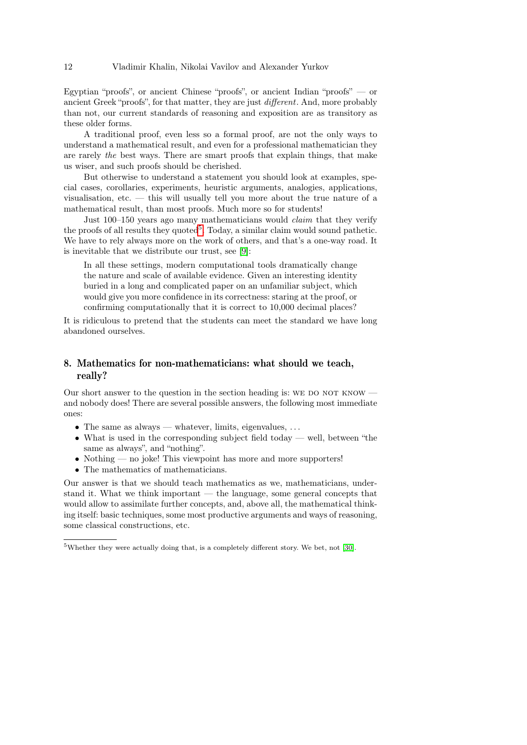Egyptian "proofs", or ancient Chinese "proofs", or ancient Indian "proofs" — or ancient Greek "proofs", for that matter, they are just *different*. And, more probably than not, our current standards of reasoning and exposition are as transitory as these older forms.

A traditional proof, even less so a formal proof, are not the only ways to understand a mathematical result, and even for a professional mathematician they are rarely *the* best ways. There are smart proofs that explain things, that make us wiser, and such proofs should be cherished.

But otherwise to understand a statement you should look at examples, special cases, corollaries, experiments, heuristic arguments, analogies, applications, visualisation, etc. — this will usually tell you more about the true nature of a mathematical result, than most proofs. Much more so for students!

Just 100–150 years ago many mathematicians would *claim* that they verify the proofs of all results they quoted[5]. Today, a similar claim would sound pathetic. We have to rely always more on the work of others, and that's a one-way road. It is inevitable that we distribute our trust, see [9]:

> In all these settings, modern computational tools dramatically change the nature and scale of available evidence. Given an interesting identity buried in a long and complicated paper on an unfamiliar subject, which would give you more confidence in its correctness: staring at the proof, or confirming computationally that it is correct to 10,000 decimal places?

It is ridiculous to pretend that the students can meet the standard we have long abandoned ourselves.

## 8. Mathematics for non-mathematicians: what should we teach, really?

Our short answer to the question in the section heading is: WE DO NOT KNOW — and nobody does! There are several possible answers, the following most immediate ones:

- The same as always — whatever, limits, eigenvalues, ...
- What is used in the corresponding subject field today — well, between "the same as always", and "nothing".
- Nothing — no joke! This viewpoint has more and more supporters!
- The mathematics of mathematicians.

Our answer is that we should teach mathematics as we, mathematicians, understand it. What we think important — the language, some general concepts that would allow to assimilate further concepts, and, above all, the mathematical thinking itself: basic techniques, some most productive arguments and ways of reasoning, some classical constructions, etc.

---

[5] Whether they were actually doing that, is a completely different story. We bet, not [30].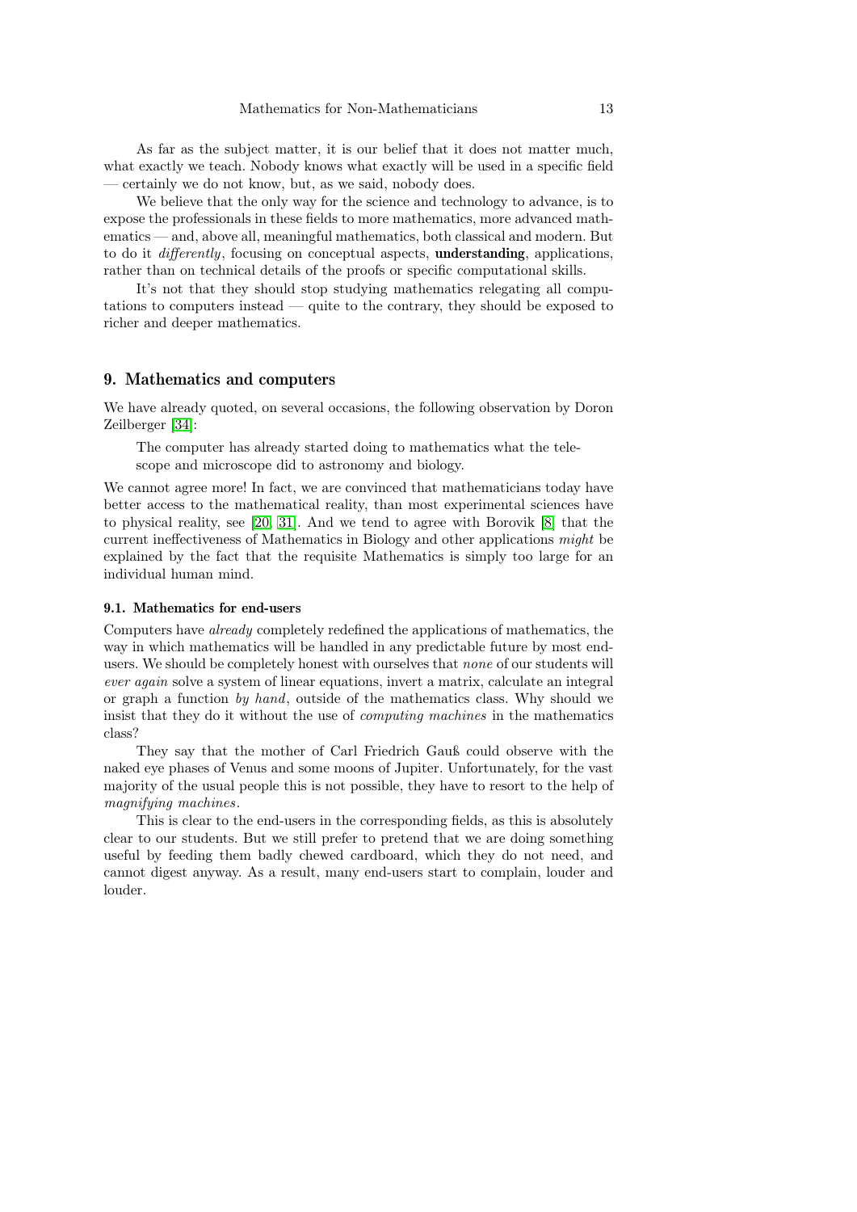As far as the subject matter, it is our belief that it does not matter much, what exactly we teach. Nobody knows what exactly will be used in a specific field — certainly we do not know, but, as we said, nobody does.

We believe that the only way for the science and technology to advance, is to expose the professionals in these fields to more mathematics, more advanced mathematics — and, above all, meaningful mathematics, both classical and modern. But to do it *differently*, focusing on conceptual aspects, **understanding**, applications, rather than on technical details of the proofs or specific computational skills.

It's not that they should stop studying mathematics relegating all computations to computers instead — quite to the contrary, they should be exposed to richer and deeper mathematics.

## 9. Mathematics and computers

We have already quoted, on several occasions, the following observation by Doron Zeilberger [34]:

> The computer has already started doing to mathematics what the telescope and microscope did to astronomy and biology.

We cannot agree more! In fact, we are convinced that mathematicians today have better access to the mathematical reality, than most experimental sciences have to physical reality, see [20, 31]. And we tend to agree with Borovik [8] that the current ineffectiveness of Mathematics in Biology and other applications *might* be explained by the fact that the requisite Mathematics is simply too large for an individual human mind.

### 9.1. Mathematics for end-users

Computers have *already* completely redefined the applications of mathematics, the way in which mathematics will be handled in any predictable future by most end-users. We should be completely honest with ourselves that *none* of our students will *ever again* solve a system of linear equations, invert a matrix, calculate an integral or graph a function *by hand*, outside of the mathematics class. Why should we insist that they do it without the use of *computing machines* in the mathematics class?

They say that the mother of Carl Friedrich Gauß could observe with the naked eye phases of Venus and some moons of Jupiter. Unfortunately, for the vast majority of the usual people this is not possible, they have to resort to the help of *magnifying machines*.

This is clear to the end-users in the corresponding fields, as this is absolutely clear to our students. But we still prefer to pretend that we are doing something useful by feeding them badly chewed cardboard, which they do not need, and cannot digest anyway. As a result, many end-users start to complain, louder and louder.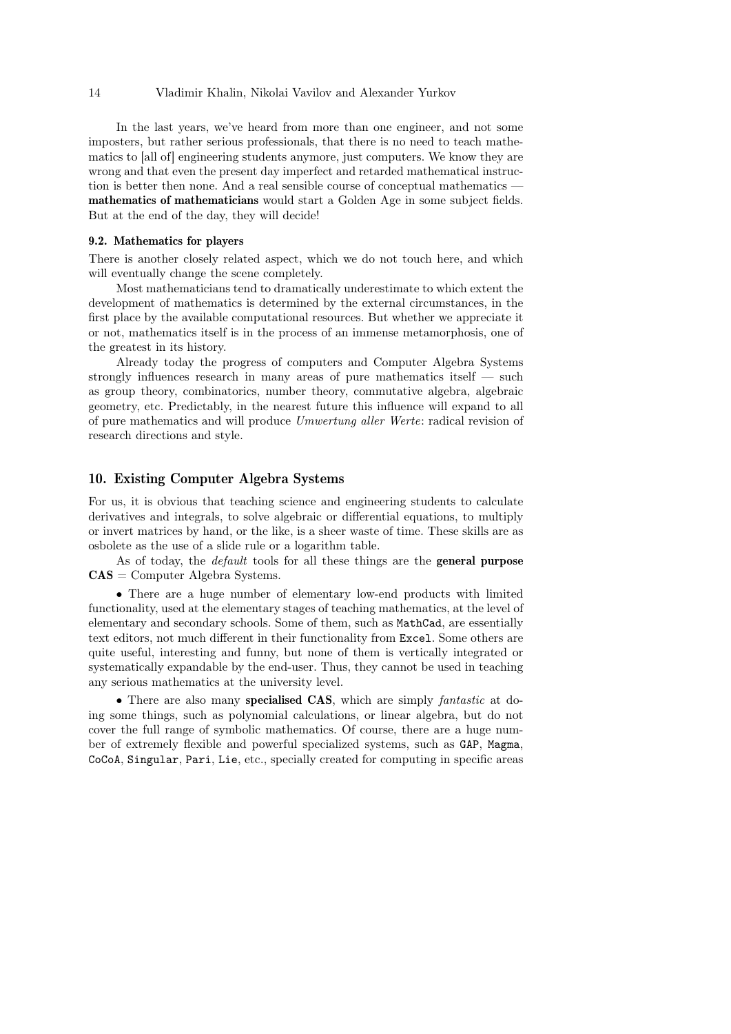In the last years, we've heard from more than one engineer, and not some imposters, but rather serious professionals, that there is no need to teach mathematics to [all of] engineering students anymore, just computers. We know they are wrong and that even the present day imperfect and retarded mathematical instruction is better then none. And a real sensible course of conceptual mathematics — **mathematics of mathematicians** would start a Golden Age in some subject fields. But at the end of the day, they will decide!

### 9.2. Mathematics for players

There is another closely related aspect, which we do not touch here, and which will eventually change the scene completely.

Most mathematicians tend to dramatically underestimate to which extent the development of mathematics is determined by the external circumstances, in the first place by the available computational resources. But whether we appreciate it or not, mathematics itself is in the process of an immense metamorphosis, one of the greatest in its history.

Already today the progress of computers and Computer Algebra Systems strongly influences research in many areas of pure mathematics itself — such as group theory, combinatorics, number theory, commutative algebra, algebraic geometry, etc. Predictably, in the nearest future this influence will expand to all of pure mathematics and will produce *Umwertung aller Werte*: radical revision of research directions and style.

## 10. Existing Computer Algebra Systems

For us, it is obvious that teaching science and engineering students to calculate derivatives and integrals, to solve algebraic or differential equations, to multiply or invert matrices by hand, or the like, is a sheer waste of time. These skills are as osbolete as the use of a slide rule or a logarithm table.

As of today, the *default* tools for all these things are the **general purpose CAS** = Computer Algebra Systems.

- There are a huge number of elementary low-end products with limited functionality, used at the elementary stages of teaching mathematics, at the level of elementary and secondary schools. Some of them, such as `MathCad`, are essentially text editors, not much different in their functionality from `Excel`. Some others are quite useful, interesting and funny, but none of them is vertically integrated or systematically expandable by the end-user. Thus, they cannot be used in teaching any serious mathematics at the university level.

- There are also many **specialised CAS**, which are simply *fantastic* at doing some things, such as polynomial calculations, or linear algebra, but do not cover the full range of symbolic mathematics. Of course, there are a huge number of extremely flexible and powerful specialized systems, such as `GAP`, `Magma`, `CoCoA`, `Singular`, `Pari`, `Lie`, etc., specially created for computing in specific areas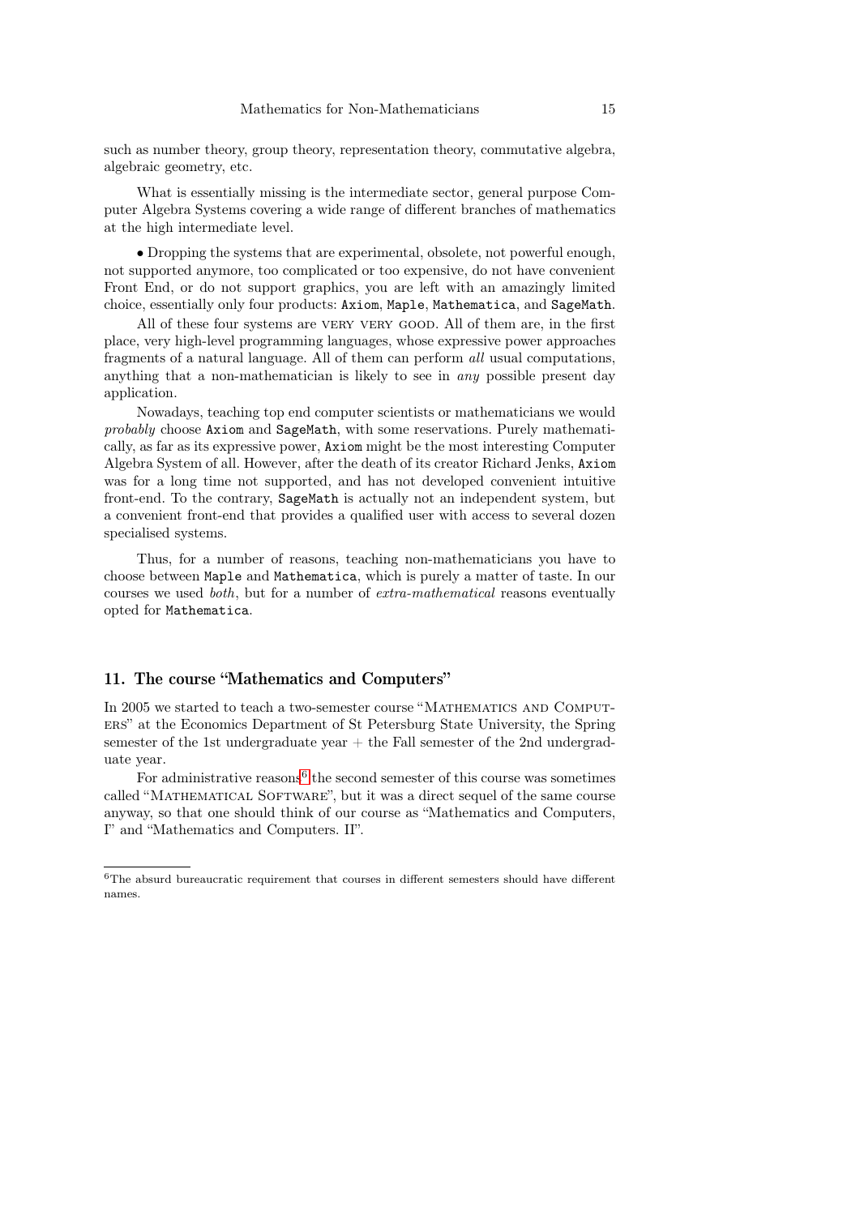such as number theory, group theory, representation theory, commutative algebra, algebraic geometry, etc.

What is essentially missing is the intermediate sector, general purpose Computer Algebra Systems covering a wide range of different branches of mathematics at the high intermediate level.

• Dropping the systems that are experimental, obsolete, not powerful enough, not supported anymore, too complicated or too expensive, do not have convenient Front End, or do not support graphics, you are left with an amazingly limited choice, essentially only four products: `Axiom`, `Maple`, `Mathematica`, and `SageMath`.

All of these four systems are VERY VERY GOOD. All of them are, in the first place, very high-level programming languages, whose expressive power approaches fragments of a natural language. All of them can perform *all* usual computations, anything that a non-mathematician is likely to see in *any* possible present day application.

Nowadays, teaching top end computer scientists or mathematicians we would *probably* choose `Axiom` and `SageMath`, with some reservations. Purely mathematically, as far as its expressive power, `Axiom` might be the most interesting Computer Algebra System of all. However, after the death of its creator Richard Jenks, `Axiom` was for a long time not supported, and has not developed convenient intuitive front-end. To the contrary, `SageMath` is actually not an independent system, but a convenient front-end that provides a qualified user with access to several dozen specialised systems.

Thus, for a number of reasons, teaching non-mathematicians you have to choose between `Maple` and `Mathematica`, which is purely a matter of taste. In our courses we used *both*, but for a number of *extra-mathematical* reasons eventually opted for `Mathematica`.

## 11. The course "Mathematics and Computers"

In 2005 we started to teach a two-semester course "MATHEMATICS AND COMPUTERS" at the Economics Department of St Petersburg State University, the Spring semester of the 1st undergraduate year + the Fall semester of the 2nd undergraduate year.

For administrative reasons[6] the second semester of this course was sometimes called "MATHEMATICAL SOFTWARE", but it was a direct sequel of the same course anyway, so that one should think of our course as "Mathematics and Computers, I" and "Mathematics and Computers. II".

[6]The absurd bureaucratic requirement that courses in different semesters should have different names.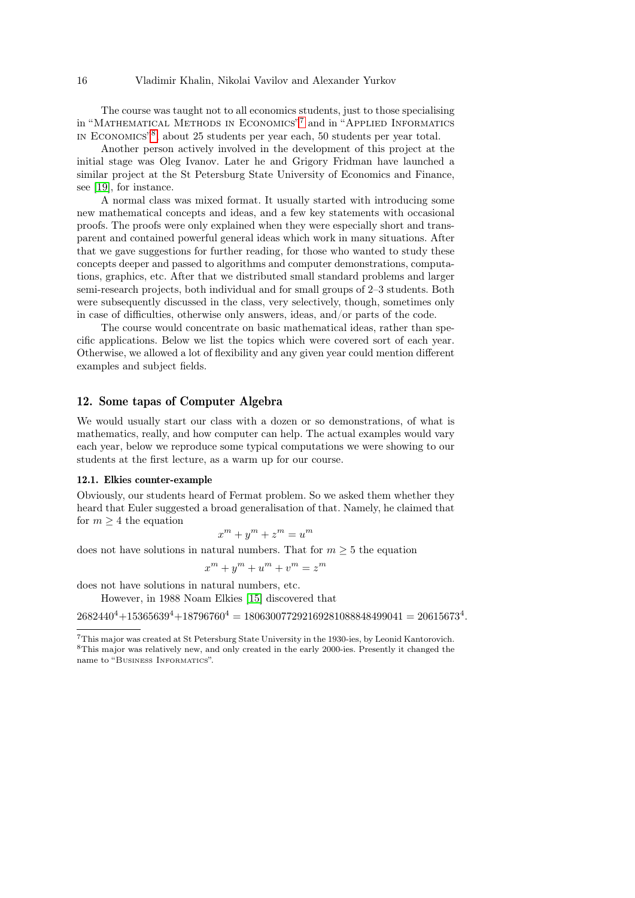The course was taught not to all economics students, just to those specialising in "Mathematical Methods in Economics"[7] and in "Applied Informatics in Economics"[8], about 25 students per year each, 50 students per year total.

Another person actively involved in the development of this project at the initial stage was Oleg Ivanov. Later he and Grigory Fridman have launched a similar project at the St Petersburg State University of Economics and Finance, see [19], for instance.

A normal class was mixed format. It usually started with introducing some new mathematical concepts and ideas, and a few key statements with occasional proofs. The proofs were only explained when they were especially short and transparent and contained powerful general ideas which work in many situations. After that we gave suggestions for further reading, for those who wanted to study these concepts deeper and passed to algorithms and computer demonstrations, computations, graphics, etc. After that we distributed small standard problems and larger semi-research projects, both individual and for small groups of 2–3 students. Both were subsequently discussed in the class, very selectively, though, sometimes only in case of difficulties, otherwise only answers, ideas, and/or parts of the code.

The course would concentrate on basic mathematical ideas, rather than specific applications. Below we list the topics which were covered sort of each year. Otherwise, we allowed a lot of flexibility and any given year could mention different examples and subject fields.

## 12. Some tapas of Computer Algebra

We would usually start our class with a dozen or so demonstrations, of what is mathematics, really, and how computer can help. The actual examples would vary each year, below we reproduce some typical computations we were showing to our students at the first lecture, as a warm up for our course.

### 12.1. Elkies counter-example

Obviously, our students heard of Fermat problem. So we asked them whether they heard that Euler suggested a broad generalisation of that. Namely, he claimed that for $m \geq 4$ the equation

$$x^m + y^m + z^m = u^m$$

does not have solutions in natural numbers. That for $m \geq 5$ the equation

$$x^m + y^m + u^m + v^m = z^m$$

does not have solutions in natural numbers, etc.

However, in 1988 Noam Elkies [15] discovered that

$$2682440^4 + 15365639^4 + 18796760^4 = 180630077292169281088848499041 = 20615673^4.$$

---

[7] This major was created at St Petersburg State University in the 1930-ies, by Leonid Kantorovich.

[8] This major was relatively new, and only created in the early 2000-ies. Presently it changed the name to "Business Informatics".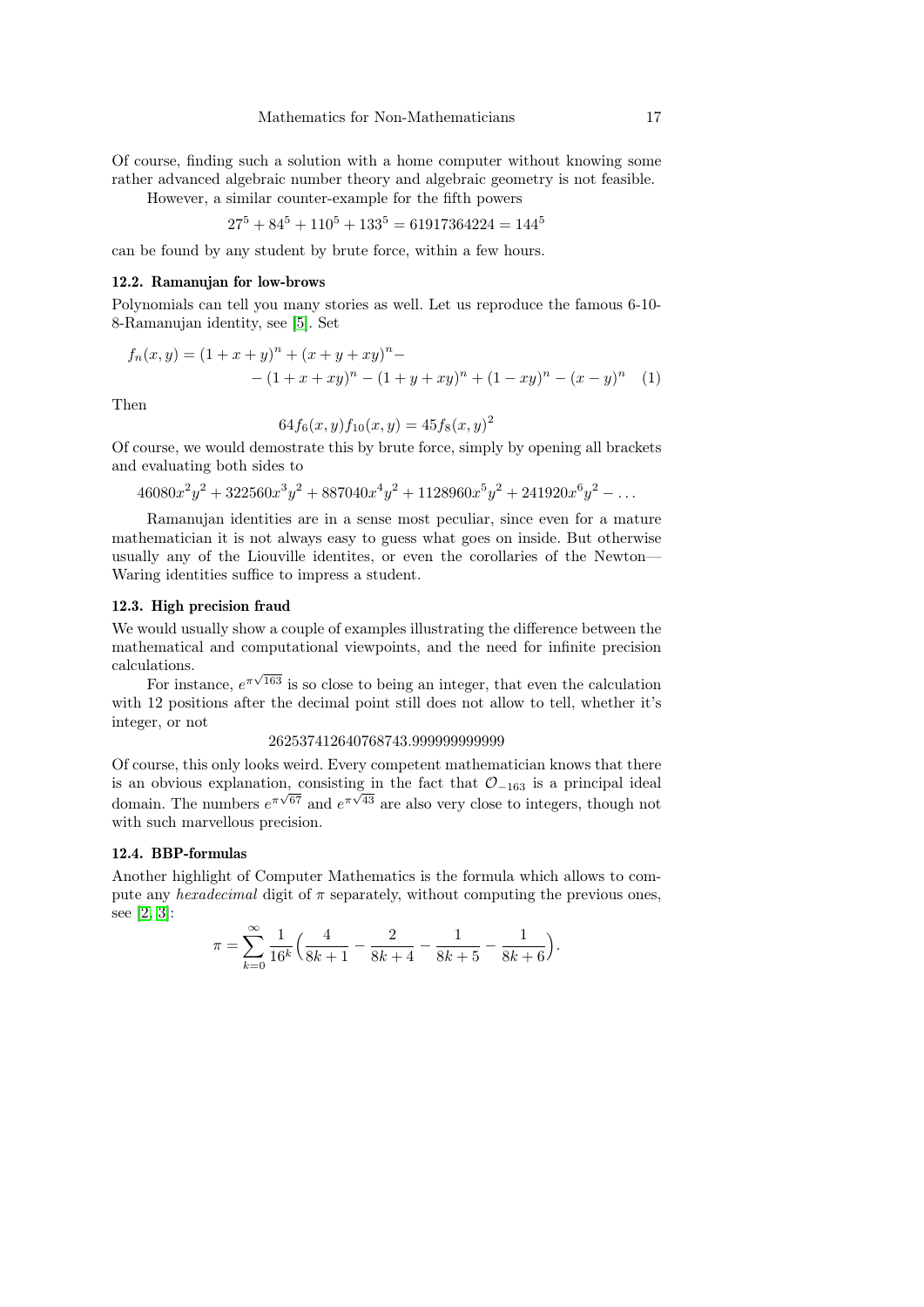Of course, finding such a solution with a home computer without knowing some rather advanced algebraic number theory and algebraic geometry is not feasible.

However, a similar counter-example for the fifth powers

$$27^5 + 84^5 + 110^5 + 133^5 = 61917364224 = 144^5$$

can be found by any student by brute force, within a few hours.

### 12.2. Ramanujan for low-brows

Polynomials can tell you many stories as well. Let us reproduce the famous 6-10-8-Ramanujan identity, see [5]. Set

$$f_n(x,y) = (1+x+y)^n + (x+y+xy)^n - \\ - (1+x+xy)^n - (1+y+xy)^n + (1-xy)^n - (x-y)^n \quad (1)$$

Then

$$64 f_6(x,y) f_{10}(x,y) = 45 f_8(x,y)^2$$

Of course, we would demostrate this by brute force, simply by opening all brackets and evaluating both sides to

$$46080x^2y^2 + 322560x^3y^2 + 887040x^4y^2 + 1128960x^5y^2 + 241920x^6y^2 - \dots$$

Ramanujan identities are in a sense most peculiar, since even for a mature mathematician it is not always easy to guess what goes on inside. But otherwise usually any of the Liouville identites, or even the corollaries of the Newton—Waring identities suffice to impress a student.

### 12.3. High precision fraud

We would usually show a couple of examples illustrating the difference between the mathematical and computational viewpoints, and the need for infinite precision calculations.

For instance, $e^{\pi\sqrt{163}}$ is so close to being an integer, that even the calculation with 12 positions after the decimal point still does not allow to tell, whether it's integer, or not

$$262537412640768743.999999999999$$

Of course, this only looks weird. Every competent mathematician knows that there is an obvious explanation, consisting in the fact that $\mathcal{O}_{-163}$ is a principal ideal domain. The numbers $e^{\pi\sqrt{67}}$ and $e^{\pi\sqrt{43}}$ are also very close to integers, though not with such marvellous precision.

### 12.4. BBP-formulas

Another highlight of Computer Mathematics is the formula which allows to compute any *hexadecimal* digit of $\pi$ separately, without computing the previous ones, see [2, 3]:

$$\pi = \sum_{k=0}^{\infty} \frac{1}{16^k} \Big( \frac{4}{8k+1} - \frac{2}{8k+4} - \frac{1}{8k+5} - \frac{1}{8k+6} \Big).$$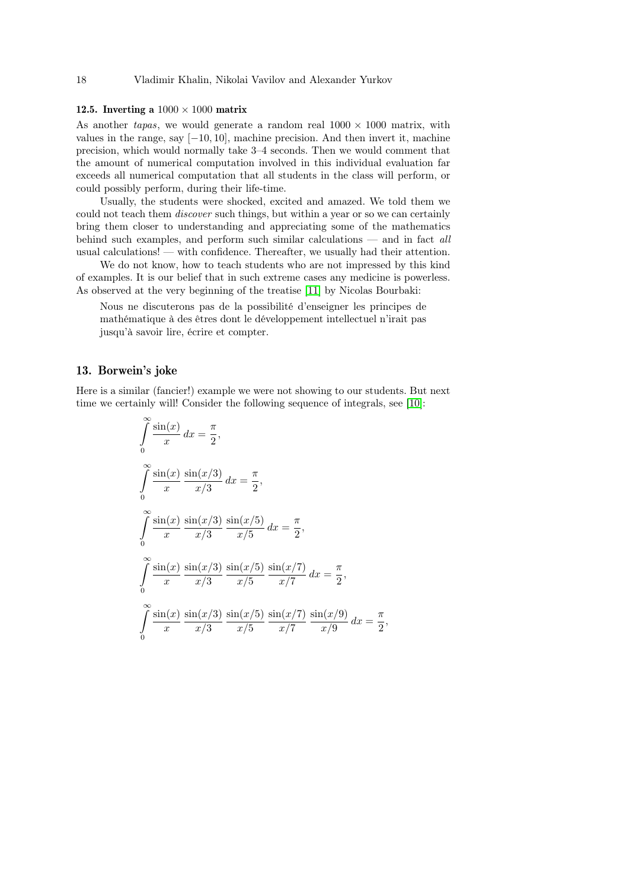### 12.5. Inverting a $1000 \times 1000$ matrix

As another *tapas*, we would generate a random real $1000 \times 1000$ matrix, with values in the range, say $[-10, 10]$, machine precision. And then invert it, machine precision, which would normally take 3–4 seconds. Then we would comment that the amount of numerical computation involved in this individual evaluation far exceeds all numerical computation that all students in the class will perform, or could possibly perform, during their life-time.

Usually, the students were shocked, excited and amazed. We told them we could not teach them *discover* such things, but within a year or so we can certainly bring them closer to understanding and appreciating some of the mathematics behind such examples, and perform such similar calculations — and in fact *all* usual calculations! — with confidence. Thereafter, we usually had their attention.

We do not know, how to teach students who are not impressed by this kind of examples. It is our belief that in such extreme cases any medicine is powerless. As observed at the very beginning of the treatise [11] by Nicolas Bourbaki:

> Nous ne discuterons pas de la possibilité d'enseigner les principes de mathématique à des êtres dont le développement intellectuel n'irait pas jusqu'à savoir lire, écrire et compter.

## 13. Borwein's joke

Here is a similar (fancier!) example we were not showing to our students. But next time we certainly will! Consider the following sequence of integrals, see [10]:

$$\int_0^\infty \frac{\sin(x)}{x}\,dx = \frac{\pi}{2},$$

$$\int_0^\infty \frac{\sin(x)}{x}\,\frac{\sin(x/3)}{x/3}\,dx = \frac{\pi}{2},$$

$$\int_0^\infty \frac{\sin(x)}{x}\,\frac{\sin(x/3)}{x/3}\,\frac{\sin(x/5)}{x/5}\,dx = \frac{\pi}{2},$$

$$\int_0^\infty \frac{\sin(x)}{x}\,\frac{\sin(x/3)}{x/3}\,\frac{\sin(x/5)}{x/5}\,\frac{\sin(x/7)}{x/7}\,dx = \frac{\pi}{2},$$

$$\int_0^\infty \frac{\sin(x)}{x}\,\frac{\sin(x/3)}{x/3}\,\frac{\sin(x/5)}{x/5}\,\frac{\sin(x/7)}{x/7}\,\frac{\sin(x/9)}{x/9}\,dx = \frac{\pi}{2},$$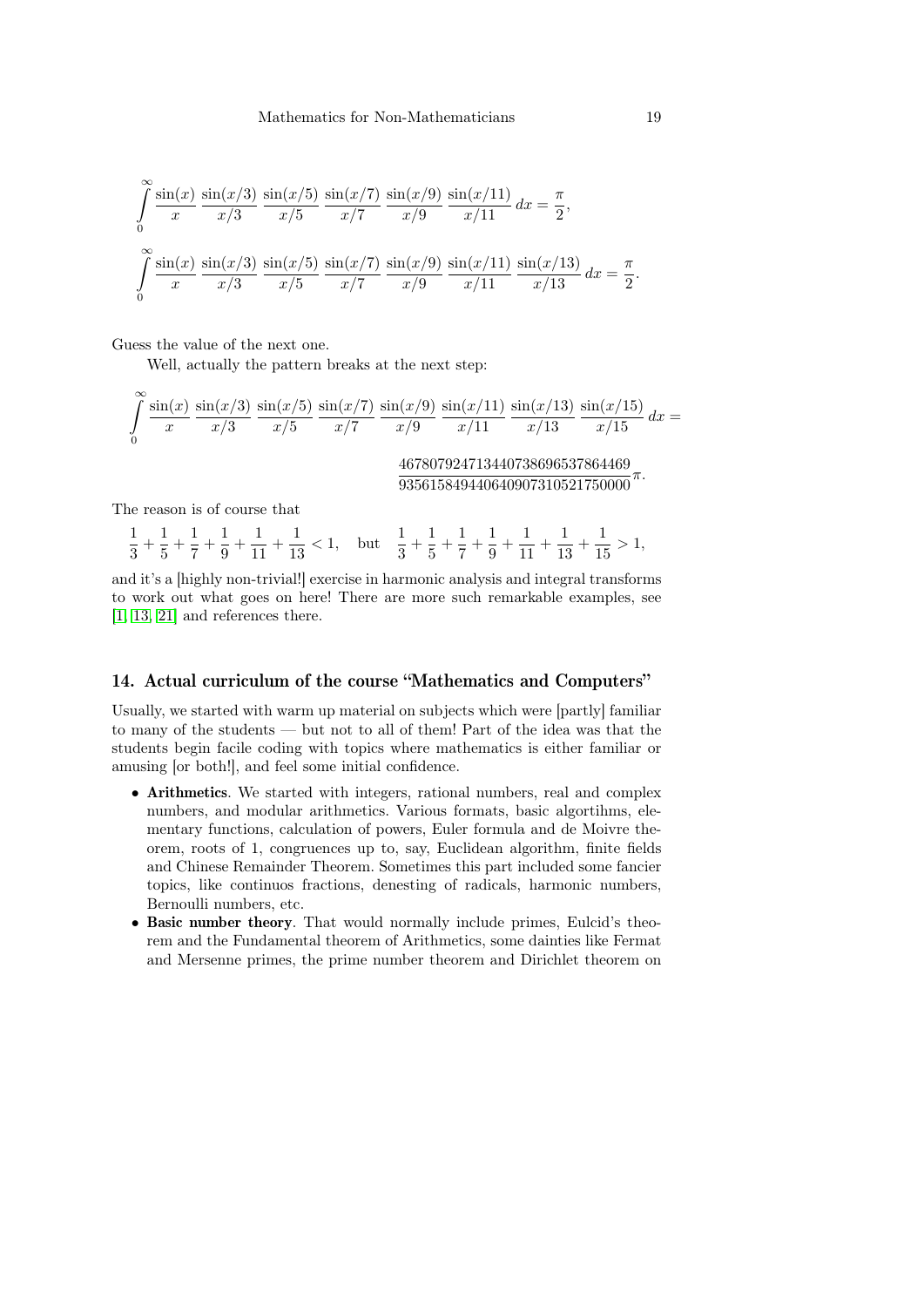$$\int_0^\infty \frac{\sin(x)}{x}\,\frac{\sin(x/3)}{x/3}\,\frac{\sin(x/5)}{x/5}\,\frac{\sin(x/7)}{x/7}\,\frac{\sin(x/9)}{x/9}\,\frac{\sin(x/11)}{x/11}\,dx = \frac{\pi}{2},$$

$$\int_0^\infty \frac{\sin(x)}{x}\,\frac{\sin(x/3)}{x/3}\,\frac{\sin(x/5)}{x/5}\,\frac{\sin(x/7)}{x/7}\,\frac{\sin(x/9)}{x/9}\,\frac{\sin(x/11)}{x/11}\,\frac{\sin(x/13)}{x/13}\,dx = \frac{\pi}{2}.$$

Guess the value of the next one.

Well, actually the pattern breaks at the next step:

$$\int_0^\infty \frac{\sin(x)}{x}\,\frac{\sin(x/3)}{x/3}\,\frac{\sin(x/5)}{x/5}\,\frac{\sin(x/7)}{x/7}\,\frac{\sin(x/9)}{x/9}\,\frac{\sin(x/11)}{x/11}\,\frac{\sin(x/13)}{x/13}\,\frac{\sin(x/15)}{x/15}\,dx =$$

$$\frac{467807924713440738696537864469}{935615849440640907310521750000}\pi.$$

The reason is of course that

$$\frac{1}{3}+\frac{1}{5}+\frac{1}{7}+\frac{1}{9}+\frac{1}{11}+\frac{1}{13} < 1, \quad \text{but} \quad \frac{1}{3}+\frac{1}{5}+\frac{1}{7}+\frac{1}{9}+\frac{1}{11}+\frac{1}{13}+\frac{1}{15} > 1,$$

and it's a [highly non-trivial!] exercise in harmonic analysis and integral transforms to work out what goes on here! There are more such remarkable examples, see [1, 13, 21] and references there.

## 14. Actual curriculum of the course "Mathematics and Computers"

Usually, we started with warm up material on subjects which were [partly] familiar to many of the students — but not to all of them! Part of the idea was that the students begin facile coding with topics where mathematics is either familiar or amusing [or both!], and feel some initial confidence.

- **Arithmetics**. We started with integers, rational numbers, real and complex numbers, and modular arithmetics. Various formats, basic algortihms, elementary functions, calculation of powers, Euler formula and de Moivre theorem, roots of 1, congruences up to, say, Euclidean algorithm, finite fields and Chinese Remainder Theorem. Sometimes this part included some fancier topics, like continuos fractions, denesting of radicals, harmonic numbers, Bernoulli numbers, etc.
- **Basic number theory**. That would normally include primes, Eulcid's theorem and the Fundamental theorem of Arithmetics, some dainties like Fermat and Mersenne primes, the prime number theorem and Dirichlet theorem on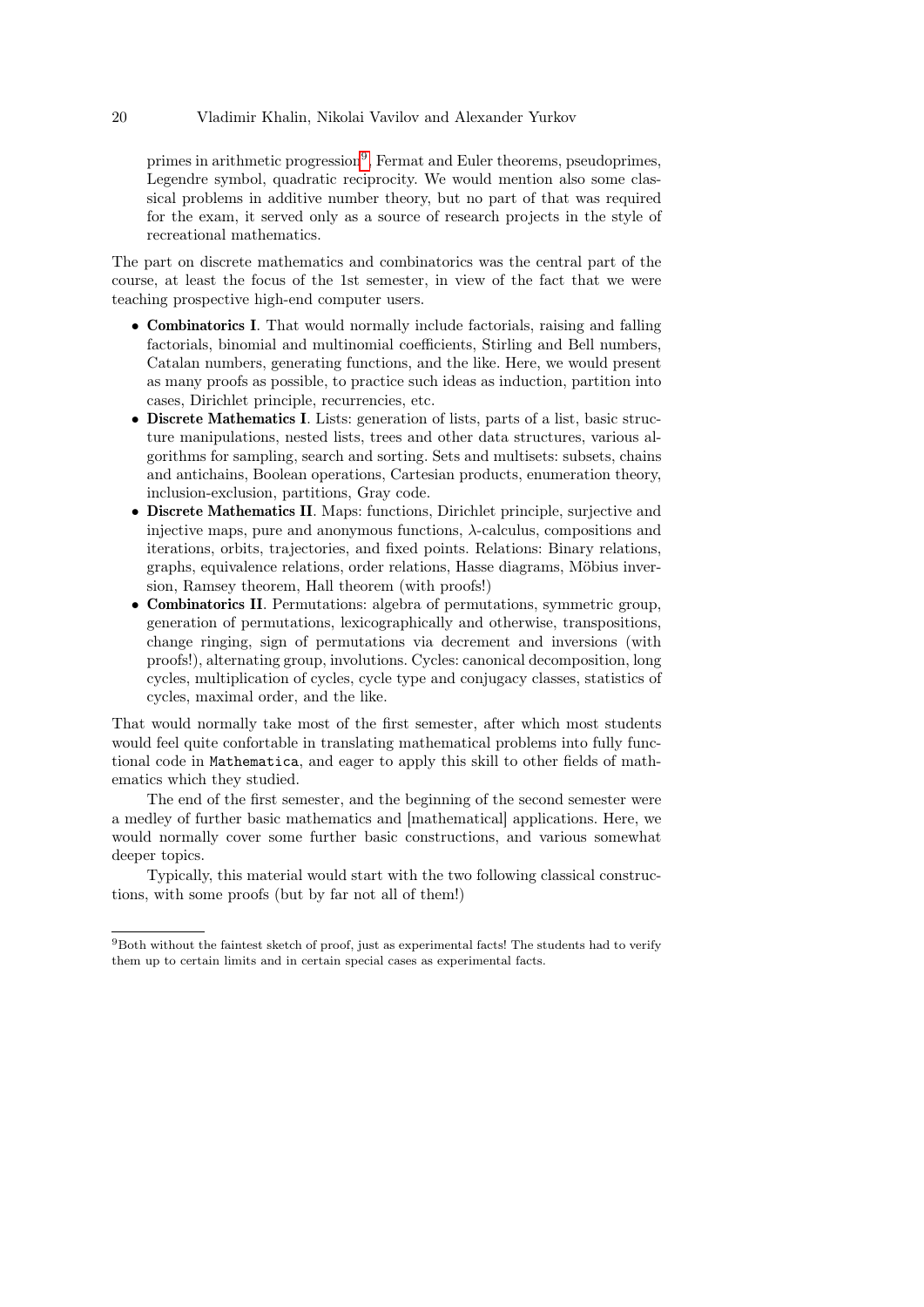primes in arithmetic progression[9], Fermat and Euler theorems, pseudoprimes, Legendre symbol, quadratic reciprocity. We would mention also some classical problems in additive number theory, but no part of that was required for the exam, it served only as a source of research projects in the style of recreational mathematics.

The part on discrete mathematics and combinatorics was the central part of the course, at least the focus of the 1st semester, in view of the fact that we were teaching prospective high-end computer users.

- **Combinatorics I**. That would normally include factorials, raising and falling factorials, binomial and multinomial coefficients, Stirling and Bell numbers, Catalan numbers, generating functions, and the like. Here, we would present as many proofs as possible, to practice such ideas as induction, partition into cases, Dirichlet principle, recurrencies, etc.
- **Discrete Mathematics I**. Lists: generation of lists, parts of a list, basic structure manipulations, nested lists, trees and other data structures, various algorithms for sampling, search and sorting. Sets and multisets: subsets, chains and antichains, Boolean operations, Cartesian products, enumeration theory, inclusion-exclusion, partitions, Gray code.
- **Discrete Mathematics II**. Maps: functions, Dirichlet principle, surjective and injective maps, pure and anonymous functions, $\lambda$-calculus, compositions and iterations, orbits, trajectories, and fixed points. Relations: Binary relations, graphs, equivalence relations, order relations, Hasse diagrams, Möbius inversion, Ramsey theorem, Hall theorem (with proofs!)
- **Combinatorics II**. Permutations: algebra of permutations, symmetric group, generation of permutations, lexicographically and otherwise, transpositions, change ringing, sign of permutations via decrement and inversions (with proofs!), alternating group, involutions. Cycles: canonical decomposition, long cycles, multiplication of cycles, cycle type and conjugacy classes, statistics of cycles, maximal order, and the like.

That would normally take most of the first semester, after which most students would feel quite confortable in translating mathematical problems into fully functional code in `Mathematica`, and eager to apply this skill to other fields of mathematics which they studied.

The end of the first semester, and the beginning of the second semester were a medley of further basic mathematics and [mathematical] applications. Here, we would normally cover some further basic constructions, and various somewhat deeper topics.

Typically, this material would start with the two following classical constructions, with some proofs (but by far not all of them!)

[9]Both without the faintest sketch of proof, just as experimental facts! The students had to verify them up to certain limits and in certain special cases as experimental facts.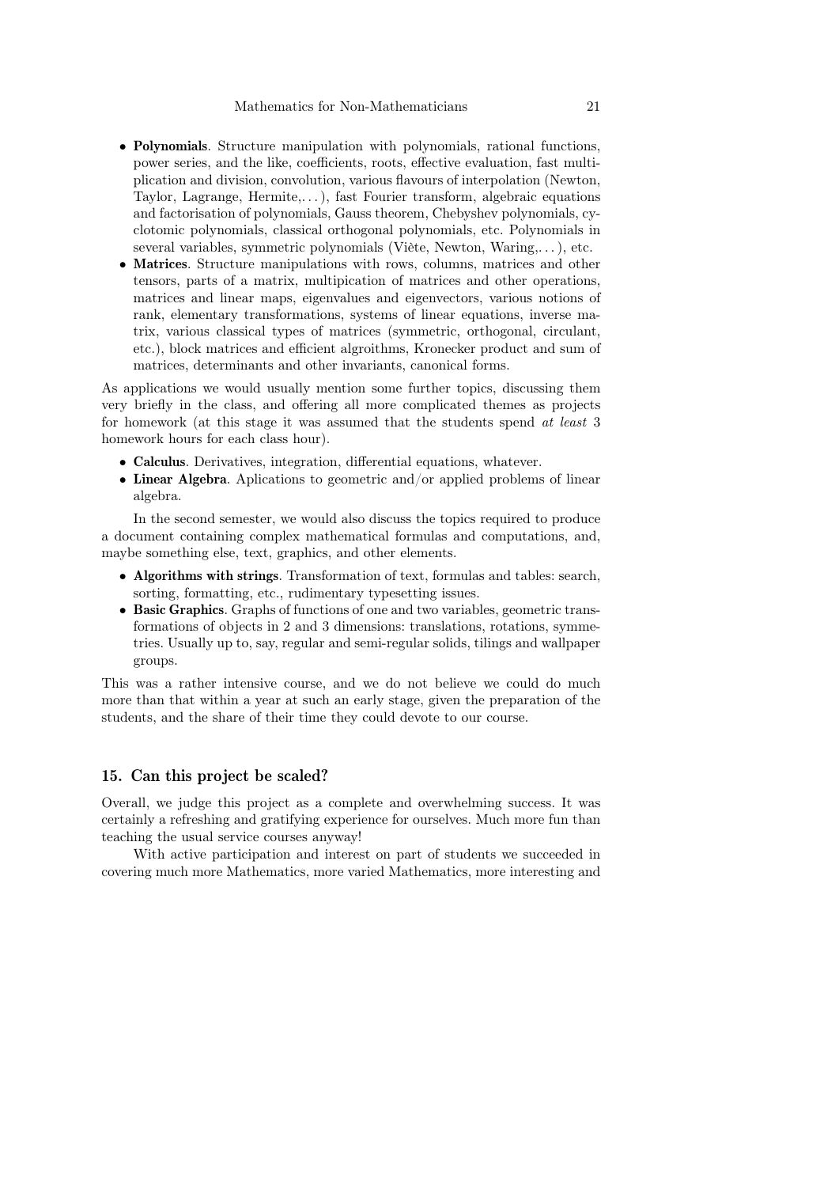- **Polynomials**. Structure manipulation with polynomials, rational functions, power series, and the like, coefficients, roots, effective evaluation, fast multiplication and division, convolution, various flavours of interpolation (Newton, Taylor, Lagrange, Hermite,. . . ), fast Fourier transform, algebraic equations and factorisation of polynomials, Gauss theorem, Chebyshev polynomials, cyclotomic polynomials, classical orthogonal polynomials, etc. Polynomials in several variables, symmetric polynomials (Viète, Newton, Waring,. . . ), etc.
- **Matrices**. Structure manipulations with rows, columns, matrices and other tensors, parts of a matrix, multipication of matrices and other operations, matrices and linear maps, eigenvalues and eigenvectors, various notions of rank, elementary transformations, systems of linear equations, inverse matrix, various classical types of matrices (symmetric, orthogonal, circulant, etc.), block matrices and efficient algroithms, Kronecker product and sum of matrices, determinants and other invariants, canonical forms.

As applications we would usually mention some further topics, discussing them very briefly in the class, and offering all more complicated themes as projects for homework (at this stage it was assumed that the students spend *at least* 3 homework hours for each class hour).

- **Calculus**. Derivatives, integration, differential equations, whatever.
- **Linear Algebra**. Aplications to geometric and/or applied problems of linear algebra.

In the second semester, we would also discuss the topics required to produce a document containing complex mathematical formulas and computations, and, maybe something else, text, graphics, and other elements.

- **Algorithms with strings**. Transformation of text, formulas and tables: search, sorting, formatting, etc., rudimentary typesetting issues.
- **Basic Graphics**. Graphs of functions of one and two variables, geometric transformations of objects in 2 and 3 dimensions: translations, rotations, symmetries. Usually up to, say, regular and semi-regular solids, tilings and wallpaper groups.

This was a rather intensive course, and we do not believe we could do much more than that within a year at such an early stage, given the preparation of the students, and the share of their time they could devote to our course.

## 15. Can this project be scaled?

Overall, we judge this project as a complete and overwhelming success. It was certainly a refreshing and gratifying experience for ourselves. Much more fun than teaching the usual service courses anyway!

With active participation and interest on part of students we succeeded in covering much more Mathematics, more varied Mathematics, more interesting and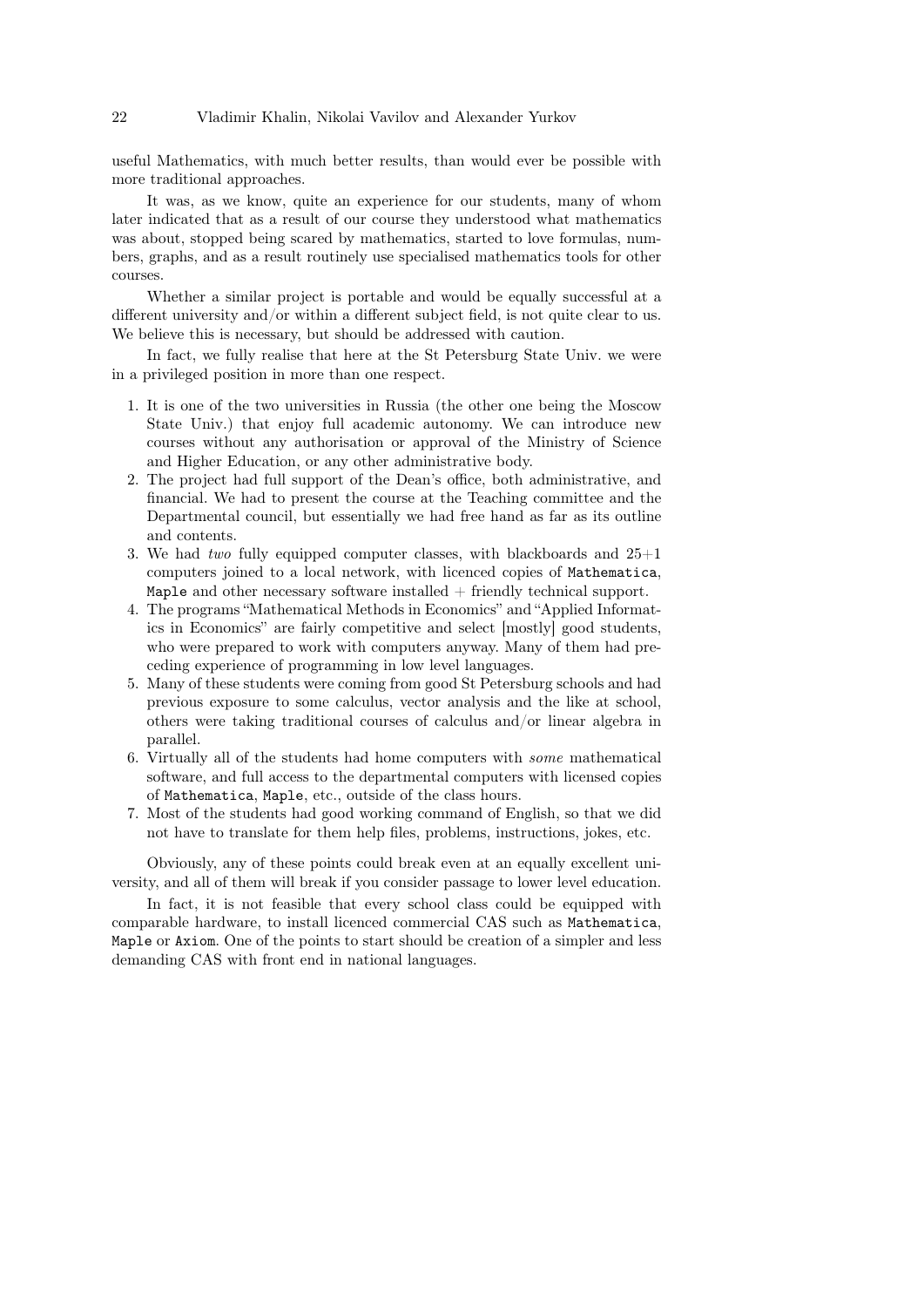useful Mathematics, with much better results, than would ever be possible with more traditional approaches.

It was, as we know, quite an experience for our students, many of whom later indicated that as a result of our course they understood what mathematics was about, stopped being scared by mathematics, started to love formulas, numbers, graphs, and as a result routinely use specialised mathematics tools for other courses.

Whether a similar project is portable and would be equally successful at a different university and/or within a different subject field, is not quite clear to us. We believe this is necessary, but should be addressed with caution.

In fact, we fully realise that here at the St Petersburg State Univ. we were in a privileged position in more than one respect.

1. It is one of the two universities in Russia (the other one being the Moscow State Univ.) that enjoy full academic autonomy. We can introduce new courses without any authorisation or approval of the Ministry of Science and Higher Education, or any other administrative body.
2. The project had full support of the Dean's office, both administrative, and financial. We had to present the course at the Teaching committee and the Departmental council, but essentially we had free hand as far as its outline and contents.
3. We had *two* fully equipped computer classes, with blackboards and 25+1 computers joined to a local network, with licenced copies of `Mathematica`, `Maple` and other necessary software installed + friendly technical support.
4. The programs "Mathematical Methods in Economics" and "Applied Informatics in Economics" are fairly competitive and select [mostly] good students, who were prepared to work with computers anyway. Many of them had preceding experience of programming in low level languages.
5. Many of these students were coming from good St Petersburg schools and had previous exposure to some calculus, vector analysis and the like at school, others were taking traditional courses of calculus and/or linear algebra in parallel.
6. Virtually all of the students had home computers with *some* mathematical software, and full access to the departmental computers with licensed copies of `Mathematica`, `Maple`, etc., outside of the class hours.
7. Most of the students had good working command of English, so that we did not have to translate for them help files, problems, instructions, jokes, etc.

Obviously, any of these points could break even at an equally excellent university, and all of them will break if you consider passage to lower level education.

In fact, it is not feasible that every school class could be equipped with comparable hardware, to install licenced commercial CAS such as `Mathematica`, `Maple` or `Axiom`. One of the points to start should be creation of a simpler and less demanding CAS with front end in national languages.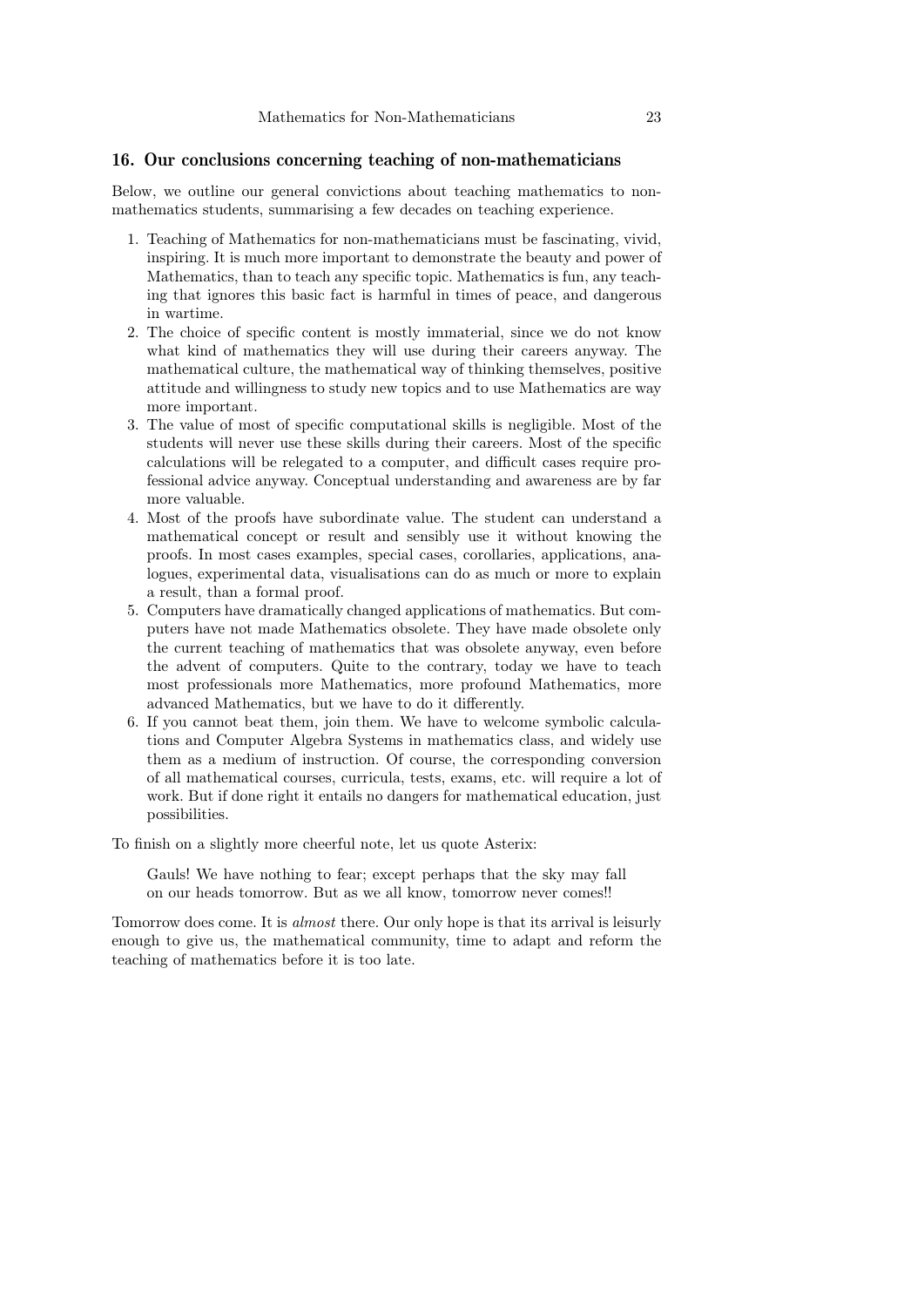## 16. Our conclusions concerning teaching of non-mathematicians

Below, we outline our general convictions about teaching mathematics to non-mathematics students, summarising a few decades on teaching experience.

1. Teaching of Mathematics for non-mathematicians must be fascinating, vivid, inspiring. It is much more important to demonstrate the beauty and power of Mathematics, than to teach any specific topic. Mathematics is fun, any teaching that ignores this basic fact is harmful in times of peace, and dangerous in wartime.
2. The choice of specific content is mostly immaterial, since we do not know what kind of mathematics they will use during their careers anyway. The mathematical culture, the mathematical way of thinking themselves, positive attitude and willingness to study new topics and to use Mathematics are way more important.
3. The value of most of specific computational skills is negligible. Most of the students will never use these skills during their careers. Most of the specific calculations will be relegated to a computer, and difficult cases require professional advice anyway. Conceptual understanding and awareness are by far more valuable.
4. Most of the proofs have subordinate value. The student can understand a mathematical concept or result and sensibly use it without knowing the proofs. In most cases examples, special cases, corollaries, applications, analogues, experimental data, visualisations can do as much or more to explain a result, than a formal proof.
5. Computers have dramatically changed applications of mathematics. But computers have not made Mathematics obsolete. They have made obsolete only the current teaching of mathematics that was obsolete anyway, even before the advent of computers. Quite to the contrary, today we have to teach most professionals more Mathematics, more profound Mathematics, more advanced Mathematics, but we have to do it differently.
6. If you cannot beat them, join them. We have to welcome symbolic calculations and Computer Algebra Systems in mathematics class, and widely use them as a medium of instruction. Of course, the corresponding conversion of all mathematical courses, curricula, tests, exams, etc. will require a lot of work. But if done right it entails no dangers for mathematical education, just possibilities.

To finish on a slightly more cheerful note, let us quote Asterix:

> Gauls! We have nothing to fear; except perhaps that the sky may fall on our heads tomorrow. But as we all know, tomorrow never comes!!

Tomorrow does come. It is *almost* there. Our only hope is that its arrival is leisurly enough to give us, the mathematical community, time to adapt and reform the teaching of mathematics before it is too late.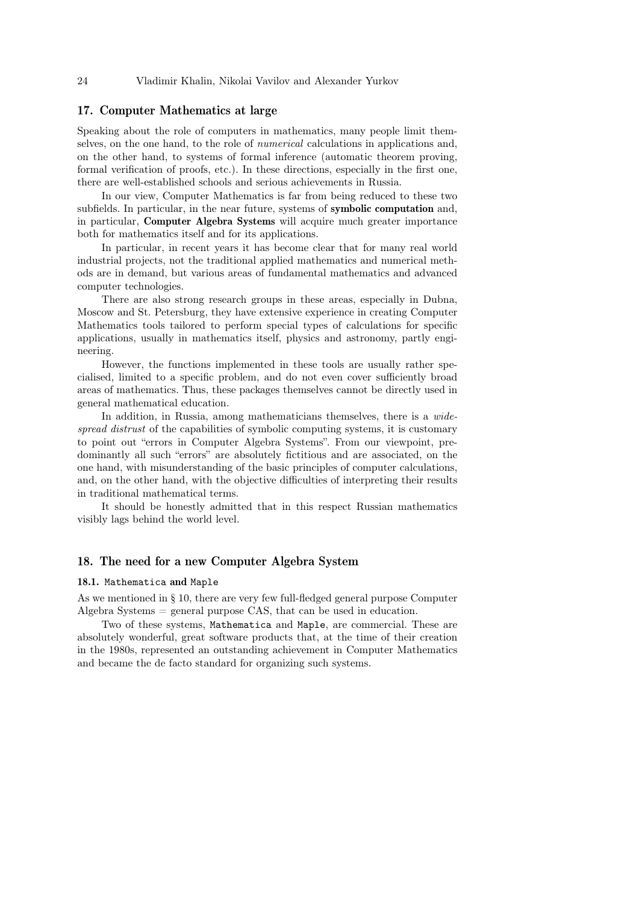## 17. Computer Mathematics at large

Speaking about the role of computers in mathematics, many people limit themselves, on the one hand, to the role of *numerical* calculations in applications and, on the other hand, to systems of formal inference (automatic theorem proving, formal verification of proofs, etc.). In these directions, especially in the first one, there are well-established schools and serious achievements in Russia.

In our view, Computer Mathematics is far from being reduced to these two subfields. In particular, in the near future, systems of **symbolic computation** and, in particular, **Computer Algebra Systems** will acquire much greater importance both for mathematics itself and for its applications.

In particular, in recent years it has become clear that for many real world industrial projects, not the traditional applied mathematics and numerical methods are in demand, but various areas of fundamental mathematics and advanced computer technologies.

There are also strong research groups in these areas, especially in Dubna, Moscow and St. Petersburg, they have extensive experience in creating Computer Mathematics tools tailored to perform special types of calculations for specific applications, usually in mathematics itself, physics and astronomy, partly engineering.

However, the functions implemented in these tools are usually rather specialised, limited to a specific problem, and do not even cover sufficiently broad areas of mathematics. Thus, these packages themselves cannot be directly used in general mathematical education.

In addition, in Russia, among mathematicians themselves, there is a *widespread distrust* of the capabilities of symbolic computing systems, it is customary to point out "errors in Computer Algebra Systems". From our viewpoint, predominantly all such "errors" are absolutely fictitious and are associated, on the one hand, with misunderstanding of the basic principles of computer calculations, and, on the other hand, with the objective difficulties of interpreting their results in traditional mathematical terms.

It should be honestly admitted that in this respect Russian mathematics visibly lags behind the world level.

## 18. The need for a new Computer Algebra System

### 18.1. `Mathematica` and `Maple`

As we mentioned in § 10, there are very few full-fledged general purpose Computer Algebra Systems = general purpose CAS, that can be used in education.

Two of these systems, `Mathematica` and `Maple`, are commercial. These are absolutely wonderful, great software products that, at the time of their creation in the 1980s, represented an outstanding achievement in Computer Mathematics and became the de facto standard for organizing such systems.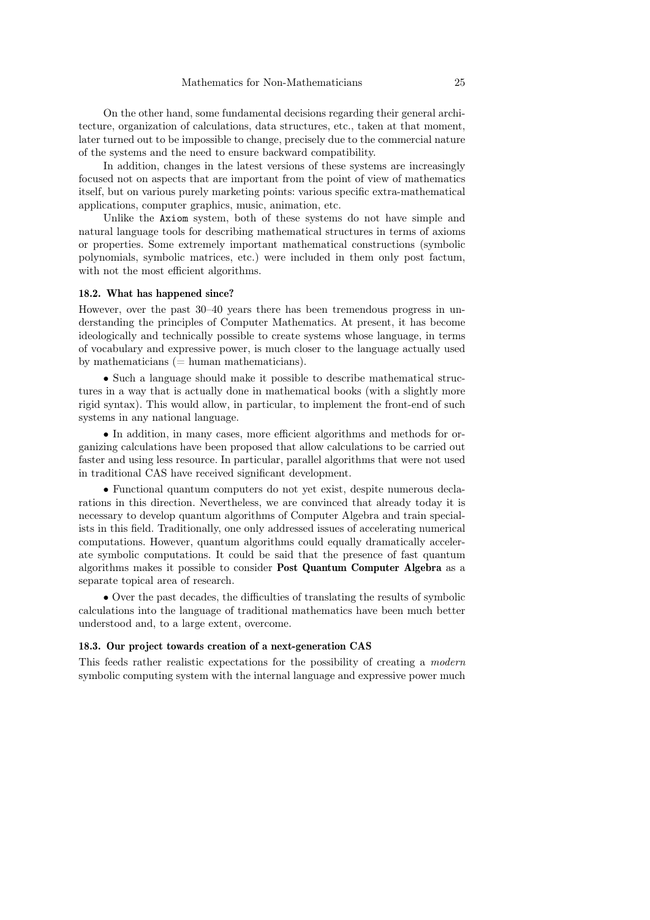On the other hand, some fundamental decisions regarding their general architecture, organization of calculations, data structures, etc., taken at that moment, later turned out to be impossible to change, precisely due to the commercial nature of the systems and the need to ensure backward compatibility.

In addition, changes in the latest versions of these systems are increasingly focused not on aspects that are important from the point of view of mathematics itself, but on various purely marketing points: various specific extra-mathematical applications, computer graphics, music, animation, etc.

Unlike the `Axiom` system, both of these systems do not have simple and natural language tools for describing mathematical structures in terms of axioms or properties. Some extremely important mathematical constructions (symbolic polynomials, symbolic matrices, etc.) were included in them only post factum, with not the most efficient algorithms.

### 18.2. What has happened since?

However, over the past 30–40 years there has been tremendous progress in understanding the principles of Computer Mathematics. At present, it has become ideologically and technically possible to create systems whose language, in terms of vocabulary and expressive power, is much closer to the language actually used by mathematicians (= human mathematicians).

- Such a language should make it possible to describe mathematical structures in a way that is actually done in mathematical books (with a slightly more rigid syntax). This would allow, in particular, to implement the front-end of such systems in any national language.

- In addition, in many cases, more efficient algorithms and methods for organizing calculations have been proposed that allow calculations to be carried out faster and using less resource. In particular, parallel algorithms that were not used in traditional CAS have received significant development.

- Functional quantum computers do not yet exist, despite numerous declarations in this direction. Nevertheless, we are convinced that already today it is necessary to develop quantum algorithms of Computer Algebra and train specialists in this field. Traditionally, one only addressed issues of accelerating numerical computations. However, quantum algorithms could equally dramatically accelerate symbolic computations. It could be said that the presence of fast quantum algorithms makes it possible to consider **Post Quantum Computer Algebra** as a separate topical area of research.

- Over the past decades, the difficulties of translating the results of symbolic calculations into the language of traditional mathematics have been much better understood and, to a large extent, overcome.

### 18.3. Our project towards creation of a next-generation CAS

This feeds rather realistic expectations for the possibility of creating a *modern* symbolic computing system with the internal language and expressive power much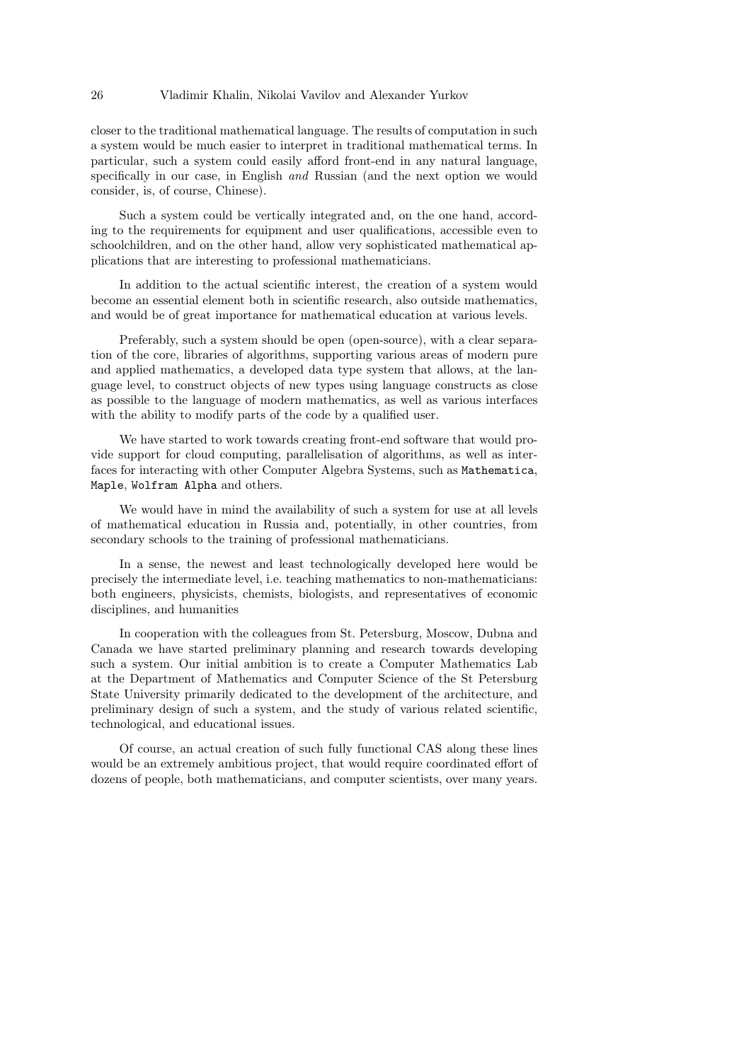closer to the traditional mathematical language. The results of computation in such a system would be much easier to interpret in traditional mathematical terms. In particular, such a system could easily afford front-end in any natural language, specifically in our case, in English *and* Russian (and the next option we would consider, is, of course, Chinese).

Such a system could be vertically integrated and, on the one hand, according to the requirements for equipment and user qualifications, accessible even to schoolchildren, and on the other hand, allow very sophisticated mathematical applications that are interesting to professional mathematicians.

In addition to the actual scientific interest, the creation of a system would become an essential element both in scientific research, also outside mathematics, and would be of great importance for mathematical education at various levels.

Preferably, such a system should be open (open-source), with a clear separation of the core, libraries of algorithms, supporting various areas of modern pure and applied mathematics, a developed data type system that allows, at the language level, to construct objects of new types using language constructs as close as possible to the language of modern mathematics, as well as various interfaces with the ability to modify parts of the code by a qualified user.

We have started to work towards creating front-end software that would provide support for cloud computing, parallelisation of algorithms, as well as interfaces for interacting with other Computer Algebra Systems, such as `Mathematica`, `Maple`, `Wolfram Alpha` and others.

We would have in mind the availability of such a system for use at all levels of mathematical education in Russia and, potentially, in other countries, from secondary schools to the training of professional mathematicians.

In a sense, the newest and least technologically developed here would be precisely the intermediate level, i.e. teaching mathematics to non-mathematicians: both engineers, physicists, chemists, biologists, and representatives of economic disciplines, and humanities

In cooperation with the colleagues from St. Petersburg, Moscow, Dubna and Canada we have started preliminary planning and research towards developing such a system. Our initial ambition is to create a Computer Mathematics Lab at the Department of Mathematics and Computer Science of the St Petersburg State University primarily dedicated to the development of the architecture, and preliminary design of such a system, and the study of various related scientific, technological, and educational issues.

Of course, an actual creation of such fully functional CAS along these lines would be an extremely ambitious project, that would require coordinated effort of dozens of people, both mathematicians, and computer scientists, over many years.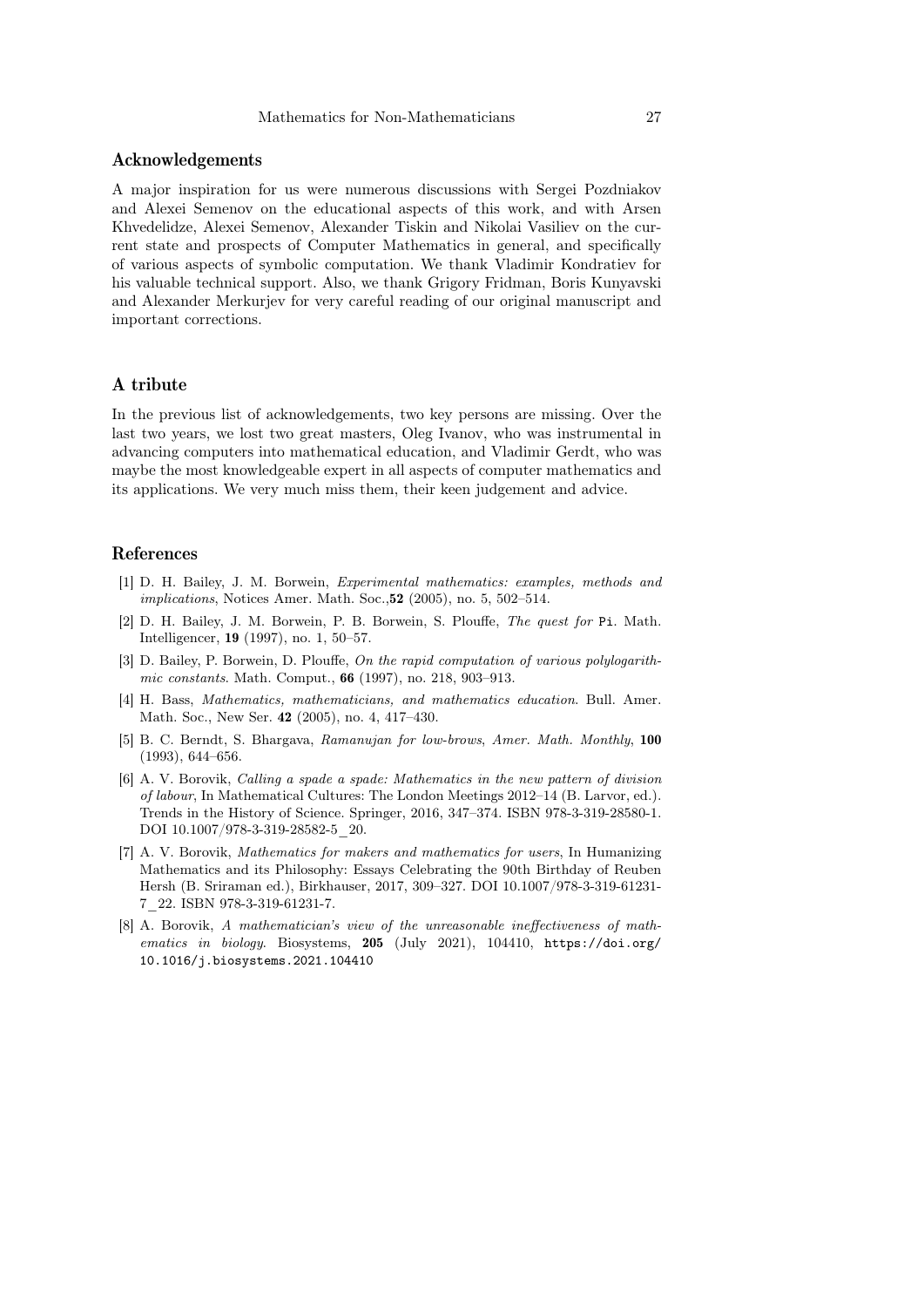## Acknowledgements

A major inspiration for us were numerous discussions with Sergei Pozdniakov and Alexei Semenov on the educational aspects of this work, and with Arsen Khvedelidze, Alexei Semenov, Alexander Tiskin and Nikolai Vasiliev on the current state and prospects of Computer Mathematics in general, and specifically of various aspects of symbolic computation. We thank Vladimir Kondratiev for his valuable technical support. Also, we thank Grigory Fridman, Boris Kunyavski and Alexander Merkurjev for very careful reading of our original manuscript and important corrections.

## A tribute

In the previous list of acknowledgements, two key persons are missing. Over the last two years, we lost two great masters, Oleg Ivanov, who was instrumental in advancing computers into mathematical education, and Vladimir Gerdt, who was maybe the most knowledgeable expert in all aspects of computer mathematics and its applications. We very much miss them, their keen judgement and advice.

## References

[1] D. H. Bailey, J. M. Borwein, *Experimental mathematics: examples, methods and implications*, Notices Amer. Math. Soc.,**52** (2005), no. 5, 502–514.

[2] D. H. Bailey, J. M. Borwein, P. B. Borwein, S. Plouffe, *The quest for* `Pi`. Math. Intelligencer, **19** (1997), no. 1, 50–57.

[3] D. Bailey, P. Borwein, D. Plouffe, *On the rapid computation of various polylogarithmic constants*. Math. Comput., **66** (1997), no. 218, 903–913.

[4] H. Bass, *Mathematics, mathematicians, and mathematics education*. Bull. Amer. Math. Soc., New Ser. **42** (2005), no. 4, 417–430.

[5] B. C. Berndt, S. Bhargava, *Ramanujan for low-brows*, *Amer. Math. Monthly*, **100** (1993), 644–656.

[6] A. V. Borovik, *Calling a spade a spade: Mathematics in the new pattern of division of labour*, In Mathematical Cultures: The London Meetings 2012–14 (B. Larvor, ed.). Trends in the History of Science. Springer, 2016, 347–374. ISBN 978-3-319-28580-1. DOI 10.1007/978-3-319-28582-5_20.

[7] A. V. Borovik, *Mathematics for makers and mathematics for users*, In Humanizing Mathematics and its Philosophy: Essays Celebrating the 90th Birthday of Reuben Hersh (B. Sriraman ed.), Birkhauser, 2017, 309–327. DOI 10.1007/978-3-319-61231-7_22. ISBN 978-3-319-61231-7.

[8] A. Borovik, *A mathematician's view of the unreasonable ineffectiveness of mathematics in biology*. Biosystems, **205** (July 2021), 104410, https://doi.org/10.1016/j.biosystems.2021.104410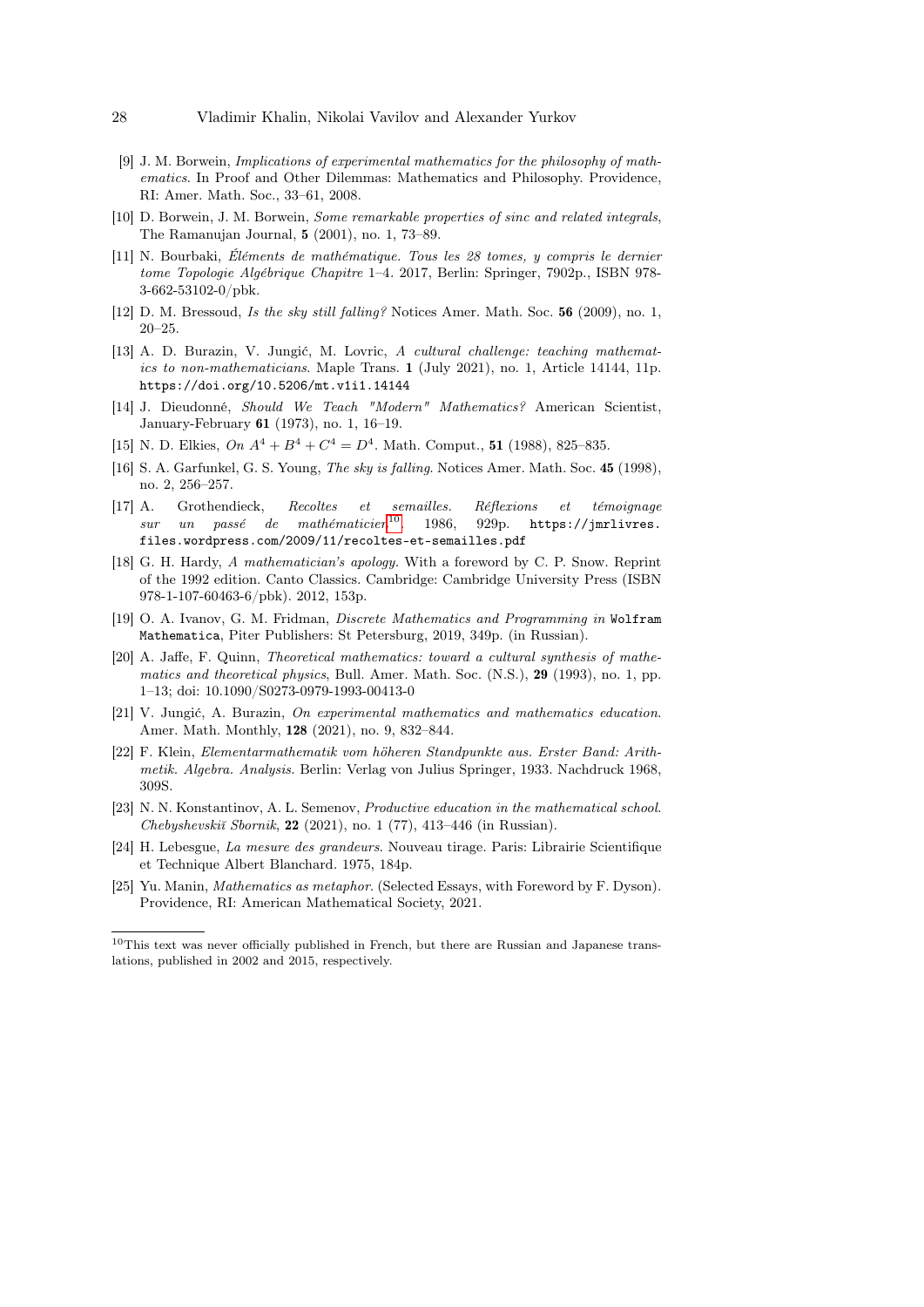[9] J. M. Borwein, *Implications of experimental mathematics for the philosophy of mathematics*. In Proof and Other Dilemmas: Mathematics and Philosophy. Providence, RI: Amer. Math. Soc., 33–61, 2008.

[10] D. Borwein, J. M. Borwein, *Some remarkable properties of sinc and related integrals*, The Ramanujan Journal, **5** (2001), no. 1, 73–89.

[11] N. Bourbaki, *Éléments de mathématique. Tous les 28 tomes, y compris le dernier tome Topologie Algébrique Chapitre* 1–4. 2017, Berlin: Springer, 7902p., ISBN 978-3-662-53102-0/pbk.

[12] D. M. Bressoud, *Is the sky still falling?* Notices Amer. Math. Soc. **56** (2009), no. 1, 20–25.

[13] A. D. Burazin, V. Jungić, M. Lovric, *A cultural challenge: teaching mathematics to non-mathematicians*. Maple Trans. **1** (July 2021), no. 1, Article 14144, 11p. `https://doi.org/10.5206/mt.v1i1.14144`

[14] J. Dieudonné, *Should We Teach "Modern" Mathematics?* American Scientist, January-February **61** (1973), no. 1, 16–19.

[15] N. D. Elkies, *On $A^4 + B^4 + C^4 = D^4$*. Math. Comput., **51** (1988), 825–835.

[16] S. A. Garfunkel, G. S. Young, *The sky is falling*. Notices Amer. Math. Soc. **45** (1998), no. 2, 256–257.

[17] A. Grothendieck, *Recoltes et semailles. Réflexions et témoignage sur un passé de mathématicien*[10]. 1986, 929p. `https://jmrlivres.files.wordpress.com/2009/11/recoltes-et-semailles.pdf`

[18] G. H. Hardy, *A mathematician's apology*. With a foreword by C. P. Snow. Reprint of the 1992 edition. Canto Classics. Cambridge: Cambridge University Press (ISBN 978-1-107-60463-6/pbk). 2012, 153p.

[19] O. A. Ivanov, G. M. Fridman, *Discrete Mathematics and Programming in* `Wolfram Mathematica`, Piter Publishers: St Petersburg, 2019, 349p. (in Russian).

[20] A. Jaffe, F. Quinn, *Theoretical mathematics: toward a cultural synthesis of mathematics and theoretical physics*, Bull. Amer. Math. Soc. (N.S.), **29** (1993), no. 1, pp. 1–13; doi: 10.1090/S0273-0979-1993-00413-0

[21] V. Jungić, A. Burazin, *On experimental mathematics and mathematics education*. Amer. Math. Monthly, **128** (2021), no. 9, 832–844.

[22] F. Klein, *Elementarmathematik vom höheren Standpunkte aus. Erster Band: Arithmetik. Algebra. Analysis.* Berlin: Verlag von Julius Springer, 1933. Nachdruck 1968, 309S.

[23] N. N. Konstantinov, A. L. Semenov, *Productive education in the mathematical school*. *Chebyshevskiĭ Sbornik*, **22** (2021), no. 1 (77), 413–446 (in Russian).

[24] H. Lebesgue, *La mesure des grandeurs*. Nouveau tirage. Paris: Librairie Scientifique et Technique Albert Blanchard. 1975, 184p.

[25] Yu. Manin, *Mathematics as metaphor*. (Selected Essays, with Foreword by F. Dyson). Providence, RI: American Mathematical Society, 2021.

---

[10] This text was never officially published in French, but there are Russian and Japanese translations, published in 2002 and 2015, respectively.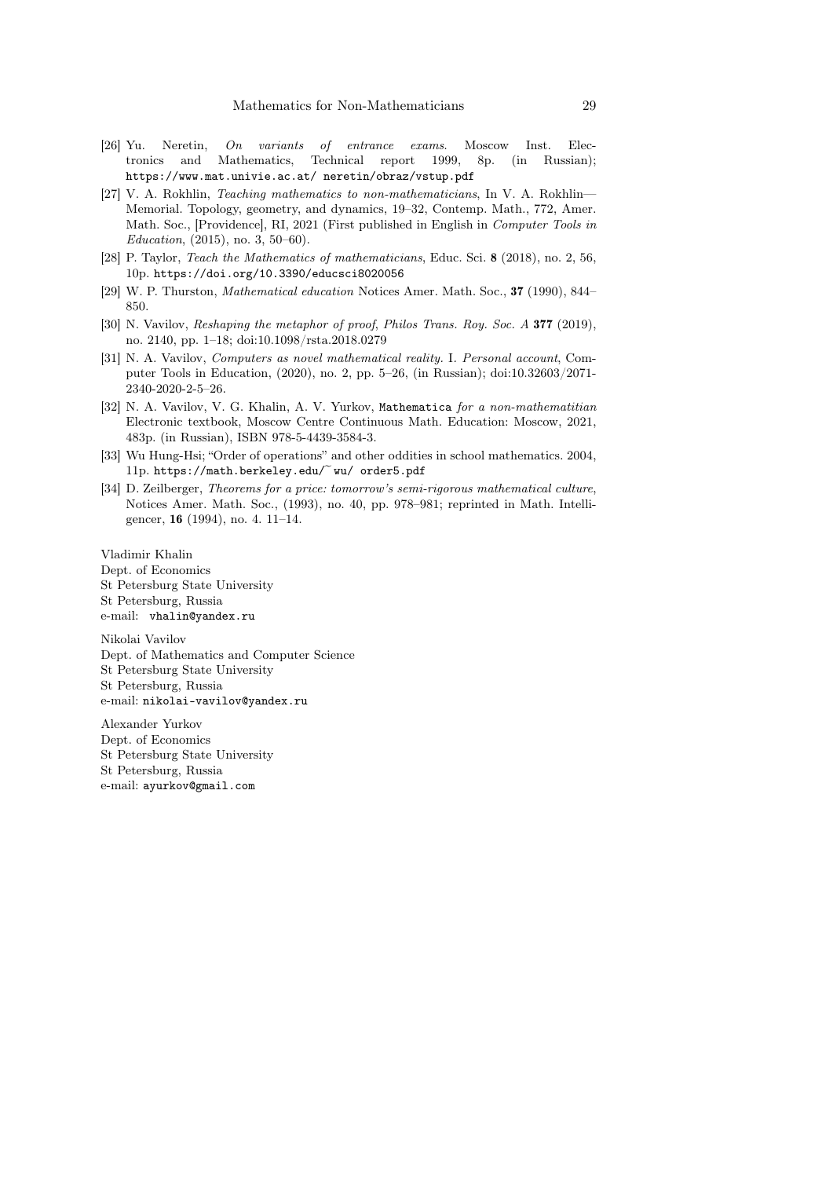[26] Yu. Neretin, *On variants of entrance exams.* Moscow Inst. Electronics and Mathematics, Technical report 1999, 8p. (in Russian); `https://www.mat.univie.ac.at/ neretin/obraz/vstup.pdf`

[27] V. A. Rokhlin, *Teaching mathematics to non-mathematicians*, In V. A. Rokhlin—Memorial. Topology, geometry, and dynamics, 19–32, Contemp. Math., 772, Amer. Math. Soc., [Providence], RI, 2021 (First published in English in *Computer Tools in Education*, (2015), no. 3, 50–60).

[28] P. Taylor, *Teach the Mathematics of mathematicians*, Educ. Sci. **8** (2018), no. 2, 56, 10p. `https://doi.org/10.3390/educsci8020056`

[29] W. P. Thurston, *Mathematical education* Notices Amer. Math. Soc., **37** (1990), 844–850.

[30] N. Vavilov, *Reshaping the metaphor of proof*, *Philos Trans. Roy. Soc. A* **377** (2019), no. 2140, pp. 1–18; doi:10.1098/rsta.2018.0279

[31] N. A. Vavilov, *Computers as novel mathematical reality.* I. *Personal account*, Computer Tools in Education, (2020), no. 2, pp. 5–26, (in Russian); doi:10.32603/2071-2340-2020-2-5–26.

[32] N. A. Vavilov, V. G. Khalin, A. V. Yurkov, `Mathematica` *for a non-mathematitian* Electronic textbook, Moscow Centre Continuous Math. Education: Moscow, 2021, 483p. (in Russian), ISBN 978-5-4439-3584-3.

[33] Wu Hung-Hsi; "Order of operations" and other oddities in school mathematics. 2004, 11p. `https://math.berkeley.edu/~wu/ order5.pdf`

[34] D. Zeilberger, *Theorems for a price: tomorrow's semi-rigorous mathematical culture*, Notices Amer. Math. Soc., (1993), no. 40, pp. 978–981; reprinted in Math. Intelligencer, **16** (1994), no. 4. 11–14.

Vladimir Khalin
Dept. of Economics
St Petersburg State University
St Petersburg, Russia
e-mail: `vhalin@yandex.ru`

Nikolai Vavilov
Dept. of Mathematics and Computer Science
St Petersburg State University
St Petersburg, Russia
e-mail: `nikolai-vavilov@yandex.ru`

Alexander Yurkov
Dept. of Economics
St Petersburg State University
St Petersburg, Russia
e-mail: `ayurkov@gmail.com`